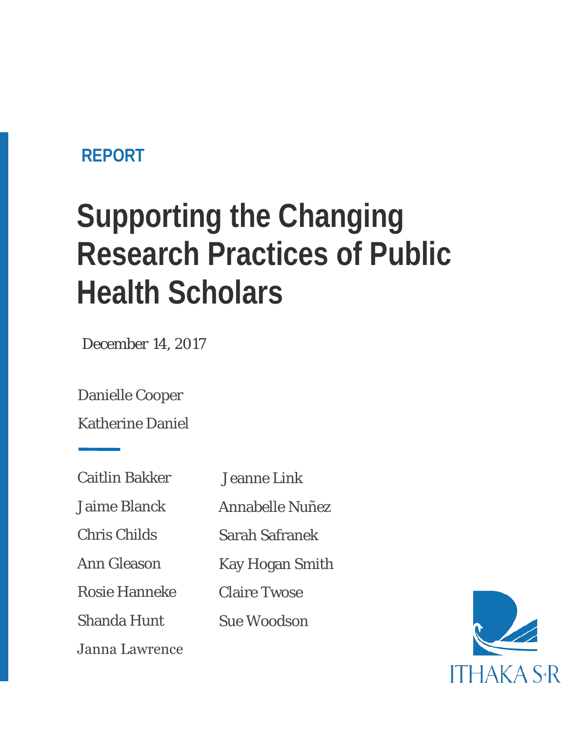REPORT

# Supporting the Changing Research Practices of Public Health Scholars

December 14, 2017

Danielle Cooper

Katherine Daniel

Caitlin Bakker

Jaime Blanck

Chris Childs

Ann Gleason

Rosie Hanneke

Shanda Hunt

Janna Lawrence

Jeanne Link

Annabelle Nuñez

Sarah Safranek

Kay Hogan Smith

Claire Twose

Sue Woodson

ITHAKA S+R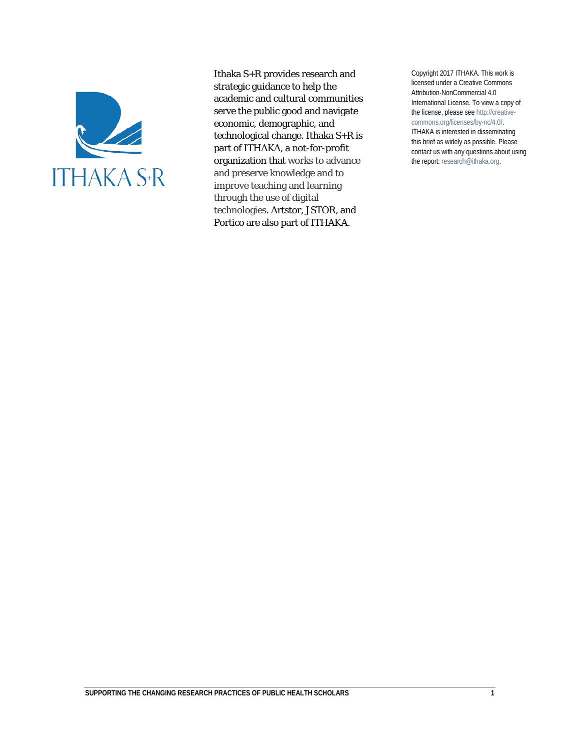Ithaka S+R provides research and strategic guidance to help the academic and cultural communities serve the public good and navigate economic, demographic, and technological change. Ithaka S+R is part of ITHAKA, a not-for-profit organization that works to advance and preserve knowledge and to improve teaching and learning through the use of digital technologies. Artstor, JSTOR, and Portico are also part of ITHAKA.

Copyright 2017 ITHAKA. This work is licensed under a Creative Commons Attribution-NonCommercial 4.0 International License. To view a copy of the license, please see http://creative-commons.org/licenses/by-nc/4.0/.

ITHAKA is interested in disseminating this brief as widely as possible. Please contact us with any questions about using the report: research@ithaka.org.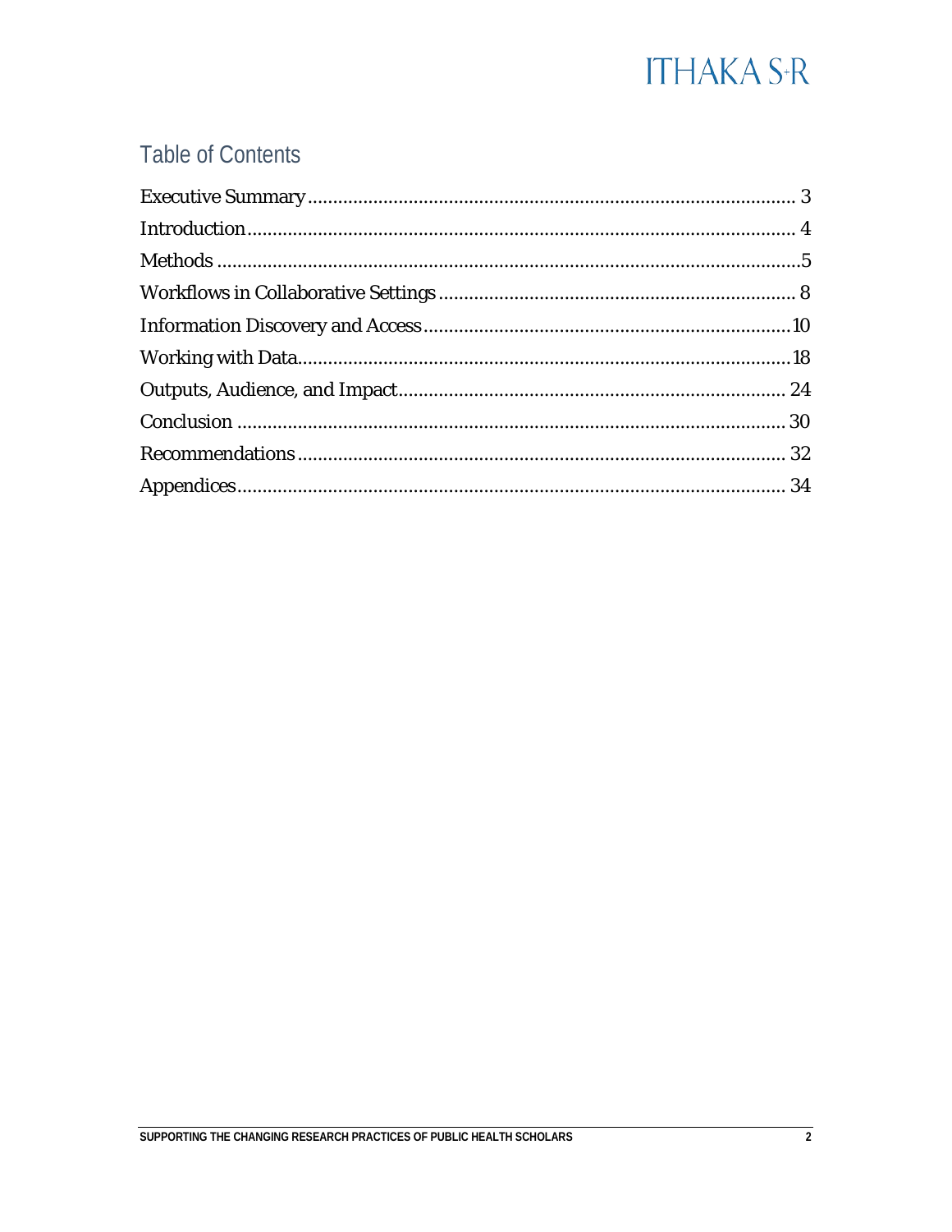## Table of Contents

Executive Summary ... 3
Introduction ... 4
Methods ... 5
Workflows in Collaborative Settings ... 8
Information Discovery and Access ... 10
Working with Data ... 18
Outputs, Audience, and Impact ... 24
Conclusion ... 30
Recommendations ... 32
Appendices ... 34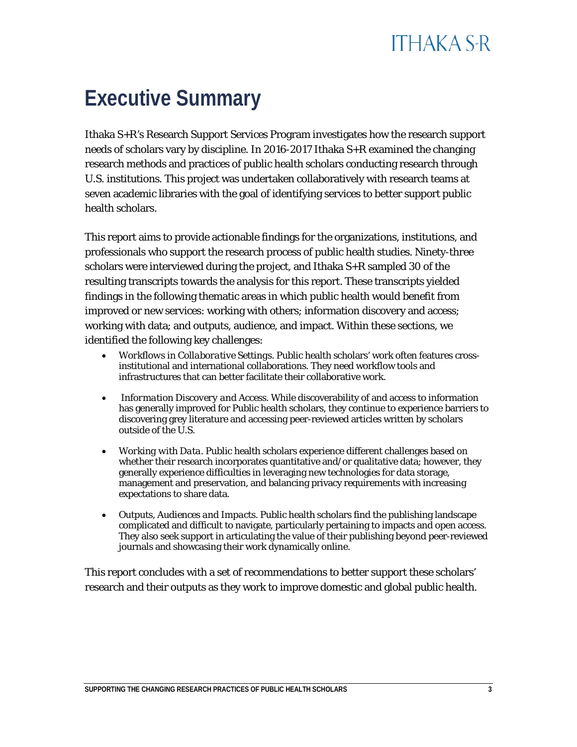# Executive Summary

Ithaka S+R's Research Support Services Program investigates how the research support needs of scholars vary by discipline. In 2016-2017 Ithaka S+R examined the changing research methods and practices of public health scholars conducting research through U.S. institutions. This project was undertaken collaboratively with research teams at seven academic libraries with the goal of identifying services to better support public health scholars.

This report aims to provide actionable findings for the organizations, institutions, and professionals who support the research process of public health studies. Ninety-three scholars were interviewed during the project, and Ithaka S+R sampled 30 of the resulting transcripts towards the analysis for this report. These transcripts yielded findings in the following thematic areas in which public health would benefit from improved or new services: working with others; information discovery and access; working with data; and outputs, audience, and impact. Within these sections, we identified the following key challenges:

- *Workflows in Collaborative Settings*. Public health scholars' work often features cross-institutional and international collaborations. They need workflow tools and infrastructures that can better facilitate their collaborative work.
- *Information Discovery and Access*. While discoverability of and access to information has generally improved for Public health scholars, they continue to experience barriers to discovering grey literature and accessing peer-reviewed articles written by scholars outside of the U.S.
- *Working with Data*. Public health scholars experience different challenges based on whether their research incorporates quantitative and/or qualitative data; however, they generally experience difficulties in leveraging new technologies for data storage, management and preservation, and balancing privacy requirements with increasing expectations to share data.
- *Outputs, Audiences and Impacts*. Public health scholars find the publishing landscape complicated and difficult to navigate, particularly pertaining to impacts and open access. They also seek support in articulating the value of their publishing beyond peer-reviewed journals and showcasing their work dynamically online.

This report concludes with a set of recommendations to better support these scholars' research and their outputs as they work to improve domestic and global public health.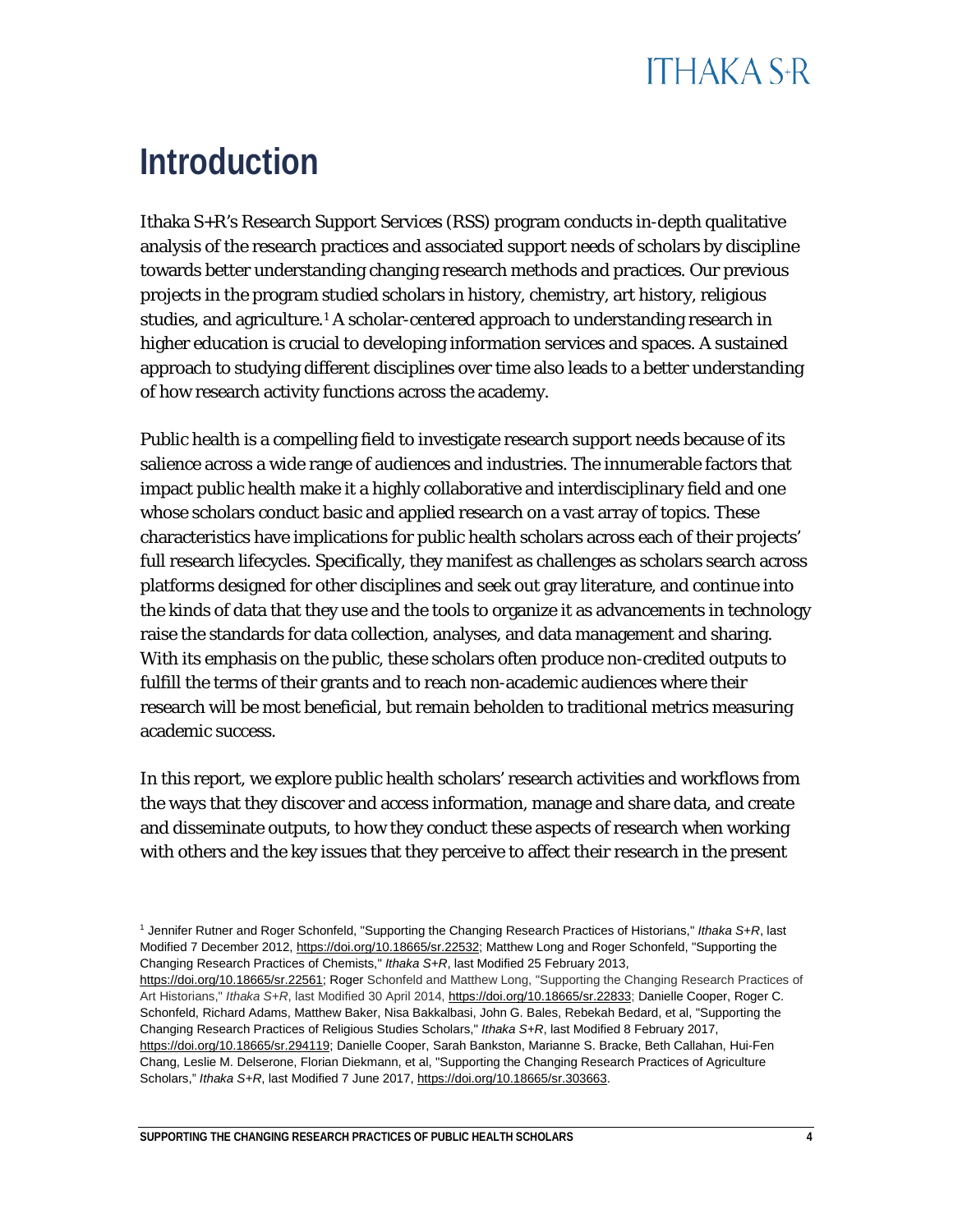# Introduction

Ithaka S+R's Research Support Services (RSS) program conducts in-depth qualitative analysis of the research practices and associated support needs of scholars by discipline towards better understanding changing research methods and practices. Our previous projects in the program studied scholars in history, chemistry, art history, religious studies, and agriculture.[1] A scholar-centered approach to understanding research in higher education is crucial to developing information services and spaces. A sustained approach to studying different disciplines over time also leads to a better understanding of how research activity functions across the academy.

Public health is a compelling field to investigate research support needs because of its salience across a wide range of audiences and industries. The innumerable factors that impact public health make it a highly collaborative and interdisciplinary field and one whose scholars conduct basic and applied research on a vast array of topics. These characteristics have implications for public health scholars across each of their projects' full research lifecycles. Specifically, they manifest as challenges as scholars search across platforms designed for other disciplines and seek out gray literature, and continue into the kinds of data that they use and the tools to organize it as advancements in technology raise the standards for data collection, analyses, and data management and sharing. With its emphasis on the public, these scholars often produce non-credited outputs to fulfill the terms of their grants and to reach non-academic audiences where their research will be most beneficial, but remain beholden to traditional metrics measuring academic success.

In this report, we explore public health scholars' research activities and workflows from the ways that they discover and access information, manage and share data, and create and disseminate outputs, to how they conduct these aspects of research when working with others and the key issues that they perceive to affect their research in the present

[1] Jennifer Rutner and Roger Schonfeld, "Supporting the Changing Research Practices of Historians," *Ithaka S+R*, last Modified 7 December 2012, https://doi.org/10.18665/sr.22532; Matthew Long and Roger Schonfeld, "Supporting the Changing Research Practices of Chemists," *Ithaka S+R*, last Modified 25 February 2013, https://doi.org/10.18665/sr.22561; Roger Schonfeld and Matthew Long, "Supporting the Changing Research Practices of Art Historians," *Ithaka S+R*, last Modified 30 April 2014, https://doi.org/10.18665/sr.22833; Danielle Cooper, Roger C. Schonfeld, Richard Adams, Matthew Baker, Nisa Bakkalbasi, John G. Bales, Rebekah Bedard, et al, "Supporting the Changing Research Practices of Religious Studies Scholars," *Ithaka S+R*, last Modified 8 February 2017, https://doi.org/10.18665/sr.294119; Danielle Cooper, Sarah Bankston, Marianne S. Bracke, Beth Callahan, Hui-Fen Chang, Leslie M. Delserone, Florian Diekmann, et al, "Supporting the Changing Research Practices of Agriculture Scholars," *Ithaka S+R*, last Modified 7 June 2017, https://doi.org/10.18665/sr.303663.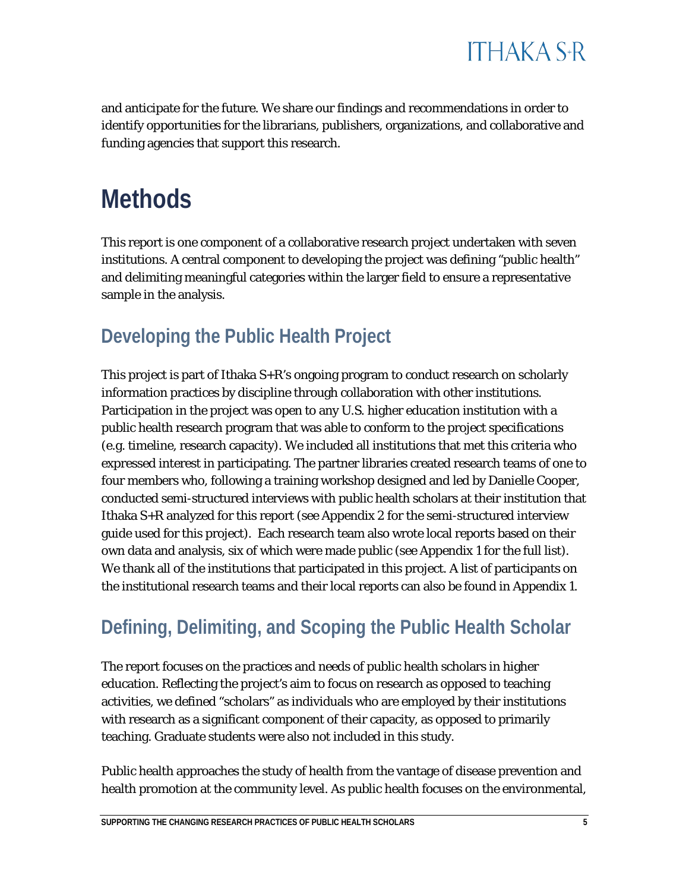and anticipate for the future. We share our findings and recommendations in order to identify opportunities for the librarians, publishers, organizations, and collaborative and funding agencies that support this research.

# Methods

This report is one component of a collaborative research project undertaken with seven institutions. A central component to developing the project was defining "public health" and delimiting meaningful categories within the larger field to ensure a representative sample in the analysis.

## Developing the Public Health Project

This project is part of Ithaka S+R's ongoing program to conduct research on scholarly information practices by discipline through collaboration with other institutions. Participation in the project was open to any U.S. higher education institution with a public health research program that was able to conform to the project specifications (e.g. timeline, research capacity). We included all institutions that met this criteria who expressed interest in participating. The partner libraries created research teams of one to four members who, following a training workshop designed and led by Danielle Cooper, conducted semi-structured interviews with public health scholars at their institution that Ithaka S+R analyzed for this report (see Appendix 2 for the semi-structured interview guide used for this project). Each research team also wrote local reports based on their own data and analysis, six of which were made public (see Appendix 1 for the full list). We thank all of the institutions that participated in this project. A list of participants on the institutional research teams and their local reports can also be found in Appendix 1.

## Defining, Delimiting, and Scoping the Public Health Scholar

The report focuses on the practices and needs of public health scholars in higher education. Reflecting the project's aim to focus on research as opposed to teaching activities, we defined "scholars" as individuals who are employed by their institutions with research as a significant component of their capacity, as opposed to primarily teaching. Graduate students were also not included in this study.

Public health approaches the study of health from the vantage of disease prevention and health promotion at the community level. As public health focuses on the environmental,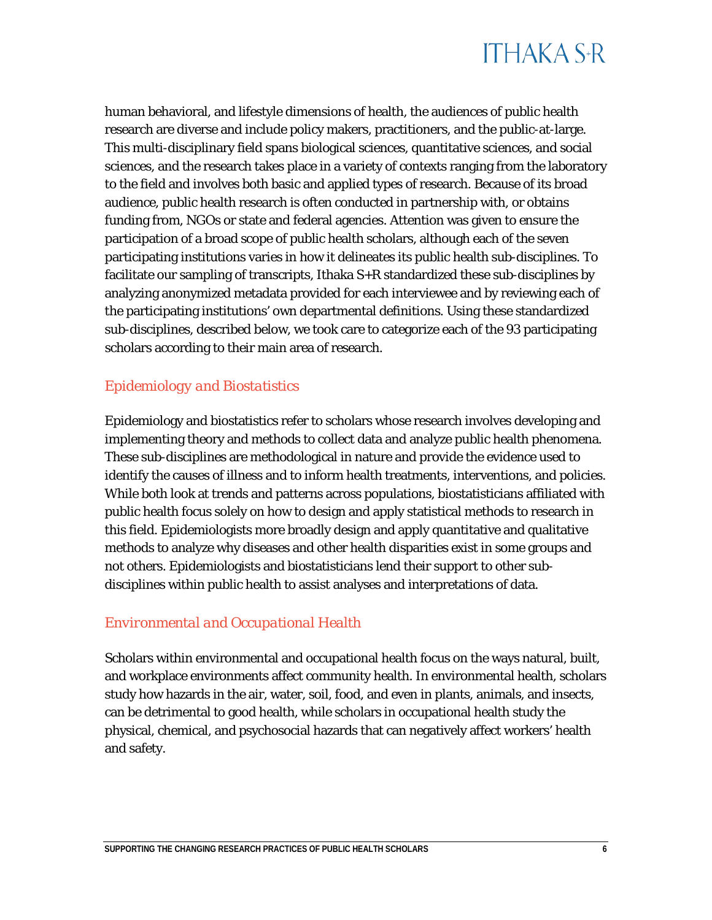human behavioral, and lifestyle dimensions of health, the audiences of public health research are diverse and include policy makers, practitioners, and the public-at-large. This multi-disciplinary field spans biological sciences, quantitative sciences, and social sciences, and the research takes place in a variety of contexts ranging from the laboratory to the field and involves both basic and applied types of research. Because of its broad audience, public health research is often conducted in partnership with, or obtains funding from, NGOs or state and federal agencies. Attention was given to ensure the participation of a broad scope of public health scholars, although each of the seven participating institutions varies in how it delineates its public health sub-disciplines. To facilitate our sampling of transcripts, Ithaka S+R standardized these sub-disciplines by analyzing anonymized metadata provided for each interviewee and by reviewing each of the participating institutions' own departmental definitions. Using these standardized sub-disciplines, described below, we took care to categorize each of the 93 participating scholars according to their main area of research.

### *Epidemiology and Biostatistics*

Epidemiology and biostatistics refer to scholars whose research involves developing and implementing theory and methods to collect data and analyze public health phenomena. These sub-disciplines are methodological in nature and provide the evidence used to identify the causes of illness and to inform health treatments, interventions, and policies. While both look at trends and patterns across populations, biostatisticians affiliated with public health focus solely on how to design and apply statistical methods to research in this field. Epidemiologists more broadly design and apply quantitative and qualitative methods to analyze why diseases and other health disparities exist in some groups and not others. Epidemiologists and biostatisticians lend their support to other sub-disciplines within public health to assist analyses and interpretations of data.

### *Environmental and Occupational Health*

Scholars within environmental and occupational health focus on the ways natural, built, and workplace environments affect community health. In environmental health, scholars study how hazards in the air, water, soil, food, and even in plants, animals, and insects, can be detrimental to good health, while scholars in occupational health study the physical, chemical, and psychosocial hazards that can negatively affect workers' health and safety.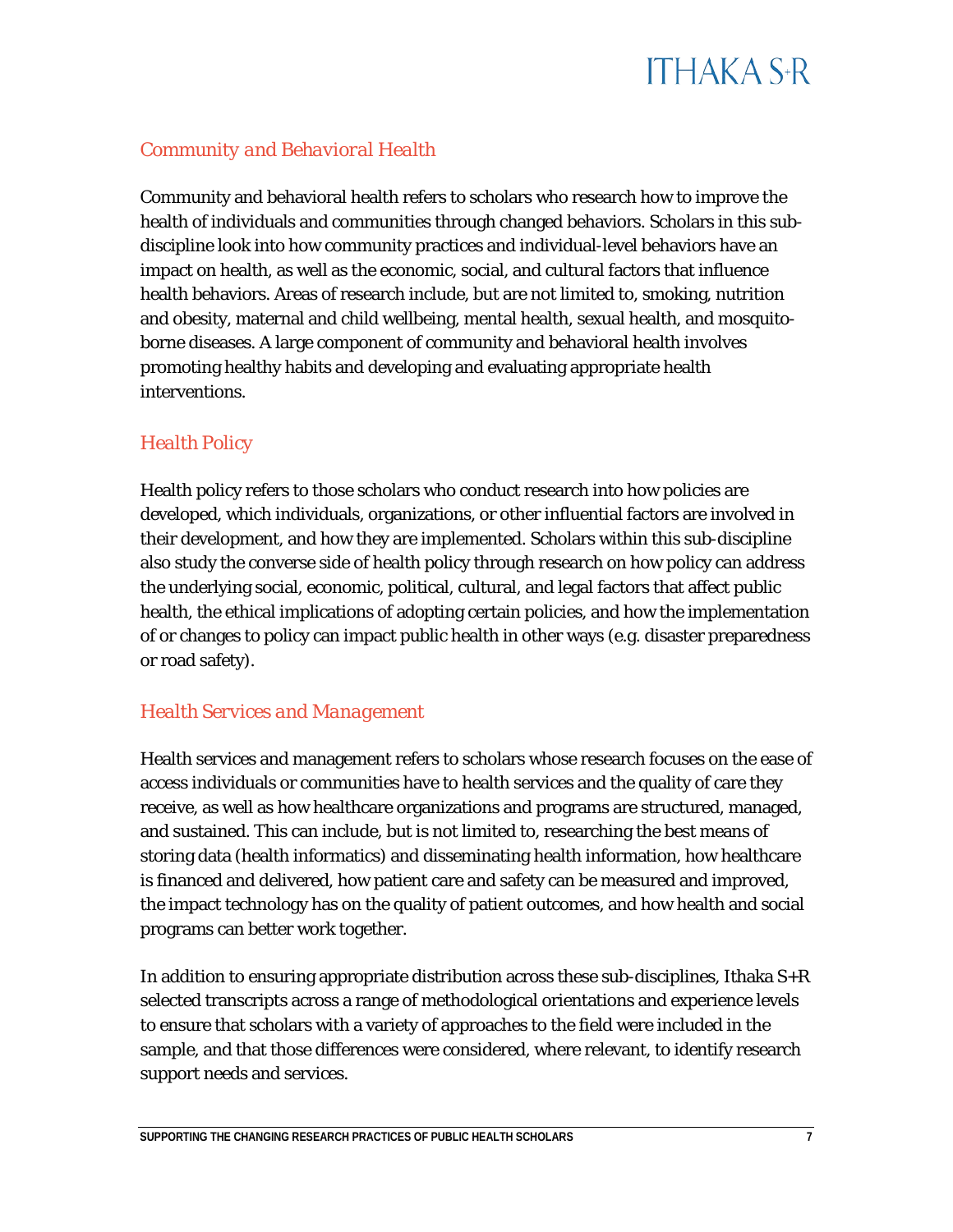### *Community and Behavioral Health*

Community and behavioral health refers to scholars who research how to improve the health of individuals and communities through changed behaviors. Scholars in this sub-discipline look into how community practices and individual-level behaviors have an impact on health, as well as the economic, social, and cultural factors that influence health behaviors. Areas of research include, but are not limited to, smoking, nutrition and obesity, maternal and child wellbeing, mental health, sexual health, and mosquito-borne diseases. A large component of community and behavioral health involves promoting healthy habits and developing and evaluating appropriate health interventions.

### *Health Policy*

Health policy refers to those scholars who conduct research into how policies are developed, which individuals, organizations, or other influential factors are involved in their development, and how they are implemented. Scholars within this sub-discipline also study the converse side of health policy through research on how policy can address the underlying social, economic, political, cultural, and legal factors that affect public health, the ethical implications of adopting certain policies, and how the implementation of or changes to policy can impact public health in other ways (e.g. disaster preparedness or road safety).

### *Health Services and Management*

Health services and management refers to scholars whose research focuses on the ease of access individuals or communities have to health services and the quality of care they receive, as well as how healthcare organizations and programs are structured, managed, and sustained. This can include, but is not limited to, researching the best means of storing data (health informatics) and disseminating health information, how healthcare is financed and delivered, how patient care and safety can be measured and improved, the impact technology has on the quality of patient outcomes, and how health and social programs can better work together.

In addition to ensuring appropriate distribution across these sub-disciplines, Ithaka S+R selected transcripts across a range of methodological orientations and experience levels to ensure that scholars with a variety of approaches to the field were included in the sample, and that those differences were considered, where relevant, to identify research support needs and services.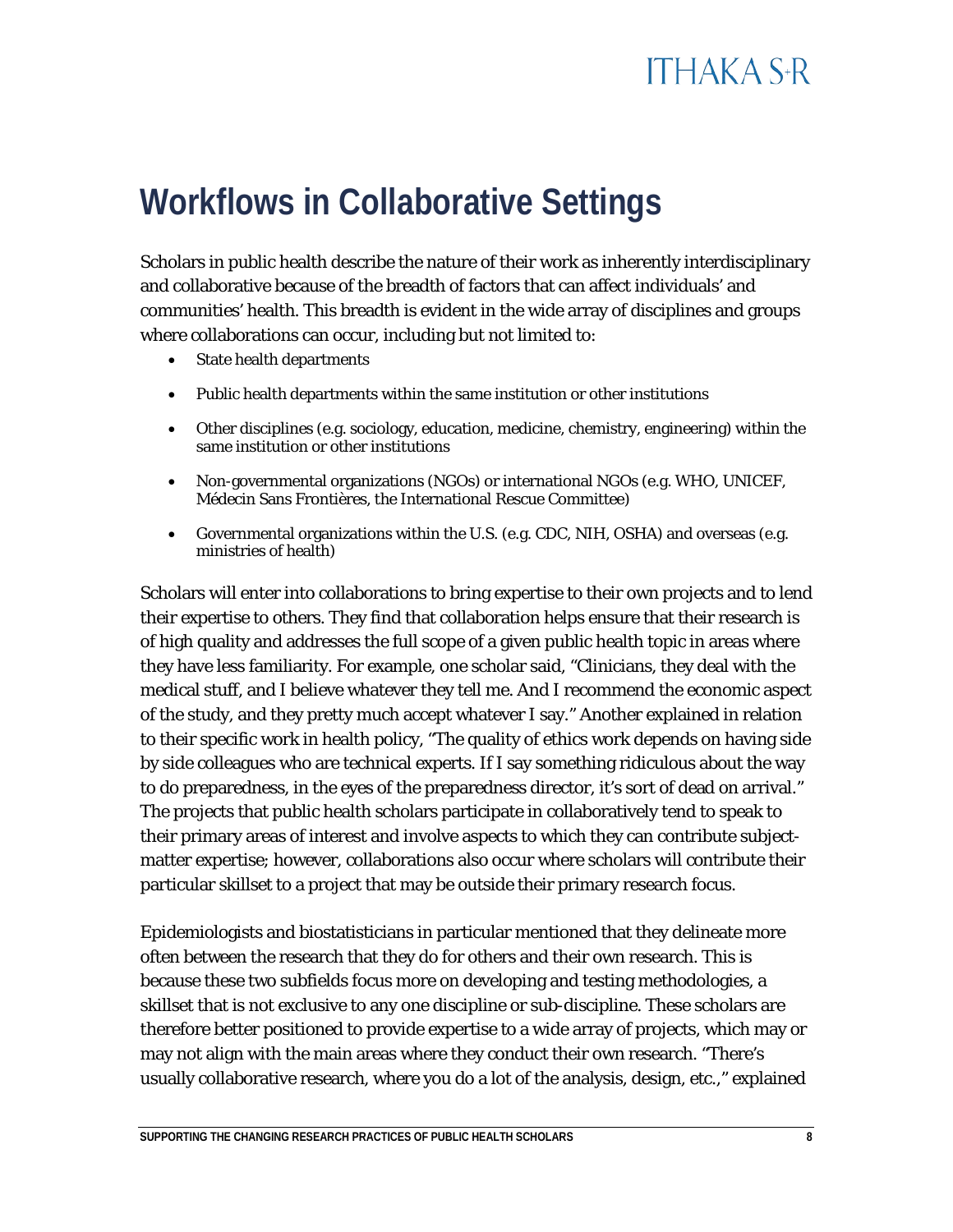# Workflows in Collaborative Settings

Scholars in public health describe the nature of their work as inherently interdisciplinary and collaborative because of the breadth of factors that can affect individuals' and communities' health. This breadth is evident in the wide array of disciplines and groups where collaborations can occur, including but not limited to:

- State health departments
- Public health departments within the same institution or other institutions
- Other disciplines (e.g. sociology, education, medicine, chemistry, engineering) within the same institution or other institutions
- Non-governmental organizations (NGOs) or international NGOs (e.g. WHO, UNICEF, Médecin Sans Frontières, the International Rescue Committee)
- Governmental organizations within the U.S. (e.g. CDC, NIH, OSHA) and overseas (e.g. ministries of health)

Scholars will enter into collaborations to bring expertise to their own projects and to lend their expertise to others. They find that collaboration helps ensure that their research is of high quality and addresses the full scope of a given public health topic in areas where they have less familiarity. For example, one scholar said, "Clinicians, they deal with the medical stuff, and I believe whatever they tell me. And I recommend the economic aspect of the study, and they pretty much accept whatever I say." Another explained in relation to their specific work in health policy, "The quality of ethics work depends on having side by side colleagues who are technical experts. If I say something ridiculous about the way to do preparedness, in the eyes of the preparedness director, it's sort of dead on arrival." The projects that public health scholars participate in collaboratively tend to speak to their primary areas of interest and involve aspects to which they can contribute subject-matter expertise; however, collaborations also occur where scholars will contribute their particular skillset to a project that may be outside their primary research focus.

Epidemiologists and biostatisticians in particular mentioned that they delineate more often between the research that they do for others and their own research. This is because these two subfields focus more on developing and testing methodologies, a skillset that is not exclusive to any one discipline or sub-discipline. These scholars are therefore better positioned to provide expertise to a wide array of projects, which may or may not align with the main areas where they conduct their own research. "There's usually collaborative research, where you do a lot of the analysis, design, etc.," explained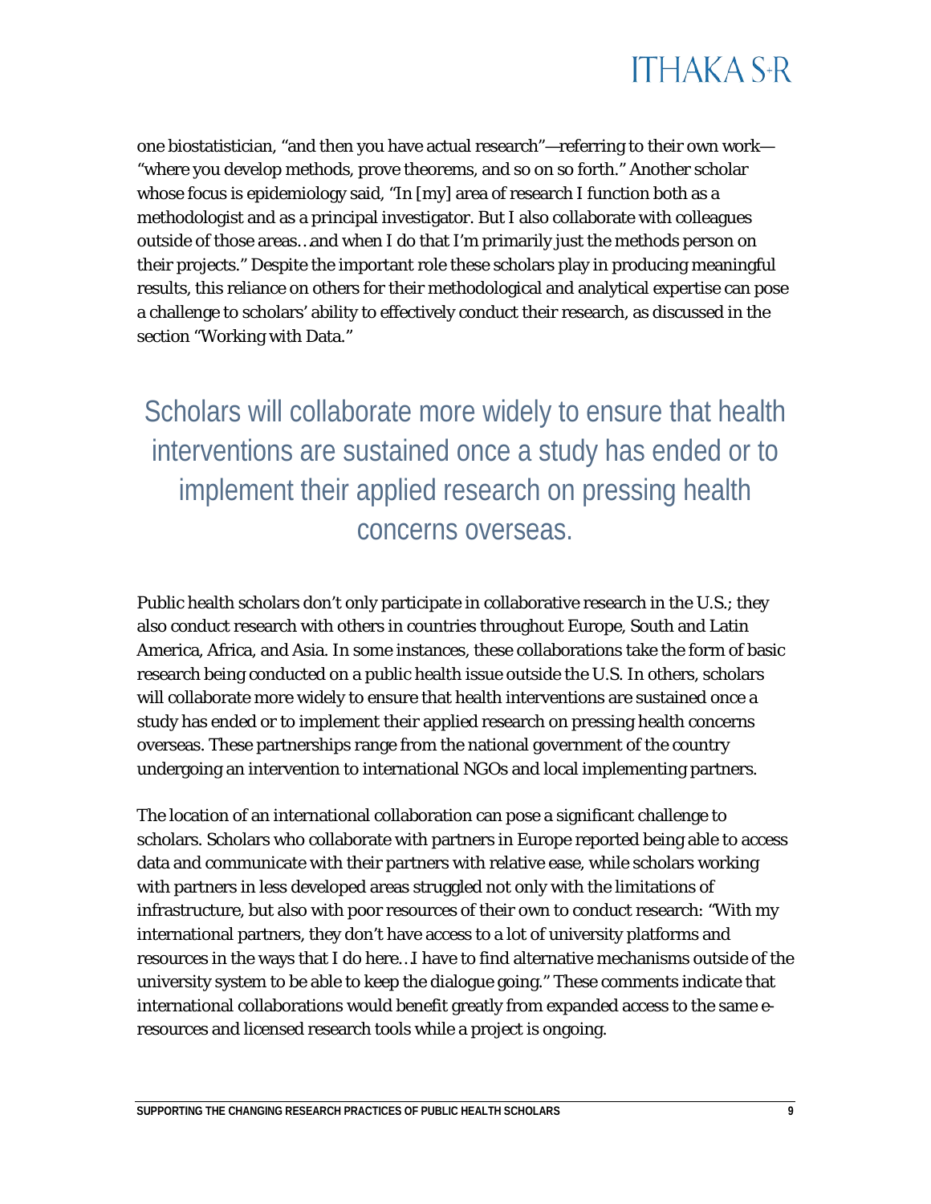one biostatistician, "and then you have actual research"—referring to their own work—"where you develop methods, prove theorems, and so on so forth." Another scholar whose focus is epidemiology said, "In [my] area of research I function both as a methodologist and as a principal investigator. But I also collaborate with colleagues outside of those areas…and when I do that I'm primarily just the methods person on their projects." Despite the important role these scholars play in producing meaningful results, this reliance on others for their methodological and analytical expertise can pose a challenge to scholars' ability to effectively conduct their research, as discussed in the section "Working with Data."

> Scholars will collaborate more widely to ensure that health interventions are sustained once a study has ended or to implement their applied research on pressing health concerns overseas.

Public health scholars don't only participate in collaborative research in the U.S.; they also conduct research with others in countries throughout Europe, South and Latin America, Africa, and Asia. In some instances, these collaborations take the form of basic research being conducted on a public health issue outside the U.S. In others, scholars will collaborate more widely to ensure that health interventions are sustained once a study has ended or to implement their applied research on pressing health concerns overseas. These partnerships range from the national government of the country undergoing an intervention to international NGOs and local implementing partners.

The location of an international collaboration can pose a significant challenge to scholars. Scholars who collaborate with partners in Europe reported being able to access data and communicate with their partners with relative ease, while scholars working with partners in less developed areas struggled not only with the limitations of infrastructure, but also with poor resources of their own to conduct research: "With my international partners, they don't have access to a lot of university platforms and resources in the ways that I do here…I have to find alternative mechanisms outside of the university system to be able to keep the dialogue going." These comments indicate that international collaborations would benefit greatly from expanded access to the same e-resources and licensed research tools while a project is ongoing.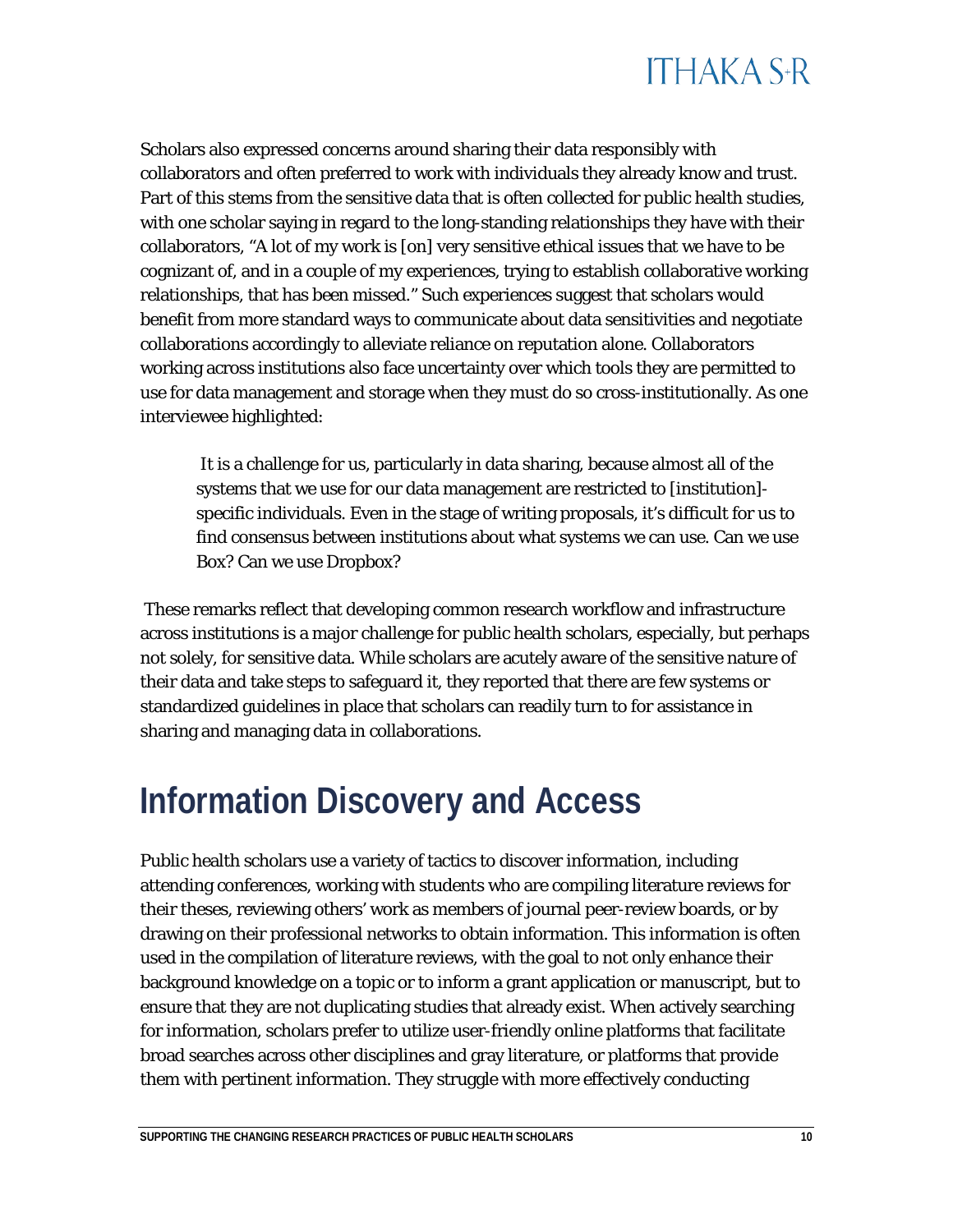Scholars also expressed concerns around sharing their data responsibly with collaborators and often preferred to work with individuals they already know and trust. Part of this stems from the sensitive data that is often collected for public health studies, with one scholar saying in regard to the long-standing relationships they have with their collaborators, "A lot of my work is [on] very sensitive ethical issues that we have to be cognizant of, and in a couple of my experiences, trying to establish collaborative working relationships, that has been missed." Such experiences suggest that scholars would benefit from more standard ways to communicate about data sensitivities and negotiate collaborations accordingly to alleviate reliance on reputation alone. Collaborators working across institutions also face uncertainty over which tools they are permitted to use for data management and storage when they must do so cross-institutionally. As one interviewee highlighted:

> It is a challenge for us, particularly in data sharing, because almost all of the systems that we use for our data management are restricted to [institution]-specific individuals. Even in the stage of writing proposals, it's difficult for us to find consensus between institutions about what systems we can use. Can we use Box? Can we use Dropbox?

These remarks reflect that developing common research workflow and infrastructure across institutions is a major challenge for public health scholars, especially, but perhaps not solely, for sensitive data. While scholars are acutely aware of the sensitive nature of their data and take steps to safeguard it, they reported that there are few systems or standardized guidelines in place that scholars can readily turn to for assistance in sharing and managing data in collaborations.

# Information Discovery and Access

Public health scholars use a variety of tactics to discover information, including attending conferences, working with students who are compiling literature reviews for their theses, reviewing others' work as members of journal peer-review boards, or by drawing on their professional networks to obtain information. This information is often used in the compilation of literature reviews, with the goal to not only enhance their background knowledge on a topic or to inform a grant application or manuscript, but to ensure that they are not duplicating studies that already exist. When actively searching for information, scholars prefer to utilize user-friendly online platforms that facilitate broad searches across other disciplines and gray literature, or platforms that provide them with pertinent information. They struggle with more effectively conducting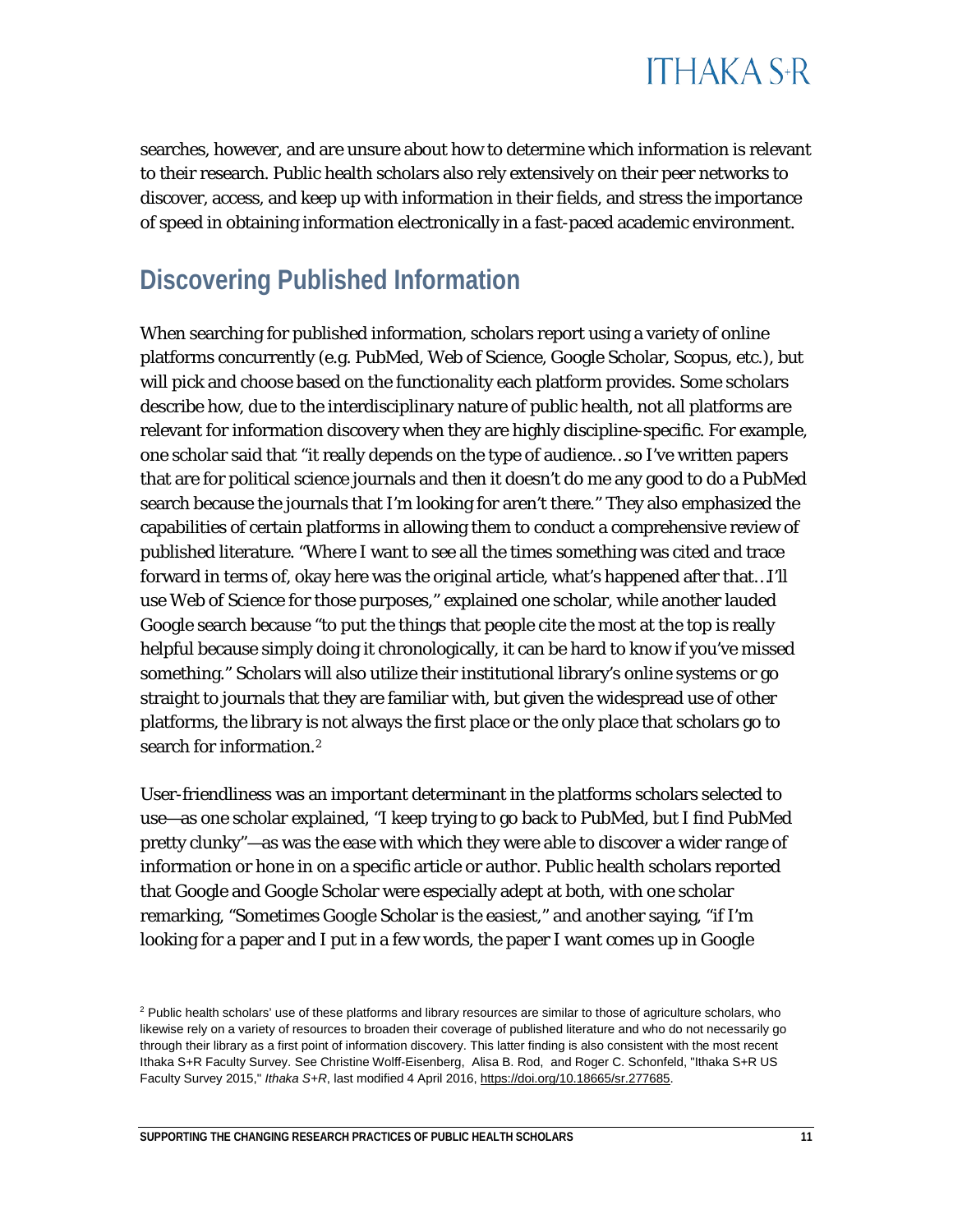searches, however, and are unsure about how to determine which information is relevant to their research. Public health scholars also rely extensively on their peer networks to discover, access, and keep up with information in their fields, and stress the importance of speed in obtaining information electronically in a fast-paced academic environment.

## Discovering Published Information

When searching for published information, scholars report using a variety of online platforms concurrently (e.g. PubMed, Web of Science, Google Scholar, Scopus, etc.), but will pick and choose based on the functionality each platform provides. Some scholars describe how, due to the interdisciplinary nature of public health, not all platforms are relevant for information discovery when they are highly discipline-specific. For example, one scholar said that "it really depends on the type of audience…so I've written papers that are for political science journals and then it doesn't do me any good to do a PubMed search because the journals that I'm looking for aren't there." They also emphasized the capabilities of certain platforms in allowing them to conduct a comprehensive review of published literature. "Where I want to see all the times something was cited and trace forward in terms of, okay here was the original article, what's happened after that…I'll use Web of Science for those purposes," explained one scholar, while another lauded Google search because "to put the things that people cite the most at the top is really helpful because simply doing it chronologically, it can be hard to know if you've missed something." Scholars will also utilize their institutional library's online systems or go straight to journals that they are familiar with, but given the widespread use of other platforms, the library is not always the first place or the only place that scholars go to search for information.[2]

User-friendliness was an important determinant in the platforms scholars selected to use—as one scholar explained, "I keep trying to go back to PubMed, but I find PubMed pretty clunky"—as was the ease with which they were able to discover a wider range of information or hone in on a specific article or author. Public health scholars reported that Google and Google Scholar were especially adept at both, with one scholar remarking, "Sometimes Google Scholar is the easiest," and another saying, "if I'm looking for a paper and I put in a few words, the paper I want comes up in Google

[2] Public health scholars' use of these platforms and library resources are similar to those of agriculture scholars, who likewise rely on a variety of resources to broaden their coverage of published literature and who do not necessarily go through their library as a first point of information discovery. This latter finding is also consistent with the most recent Ithaka S+R Faculty Survey. See Christine Wolff-Eisenberg, Alisa B. Rod, and Roger C. Schonfeld, "Ithaka S+R US Faculty Survey 2015," *Ithaka S+R*, last modified 4 April 2016, https://doi.org/10.18665/sr.277685.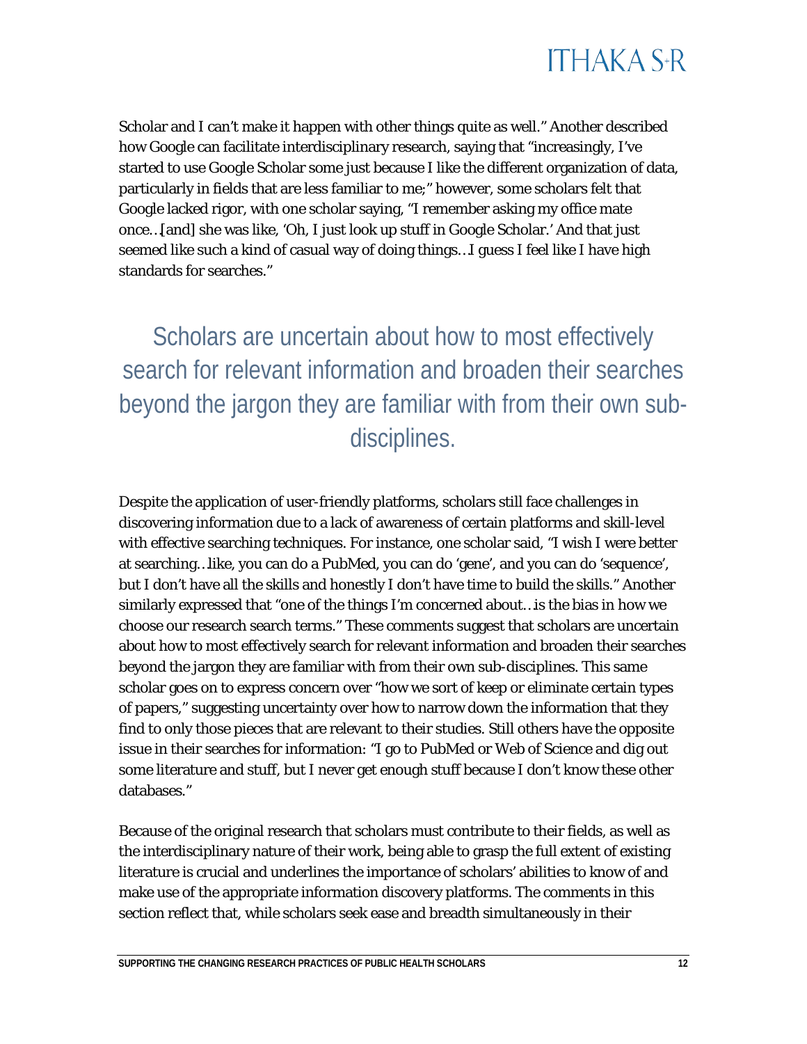Scholar and I can't make it happen with other things quite as well." Another described how Google can facilitate interdisciplinary research, saying that "increasingly, I've started to use Google Scholar some just because I like the different organization of data, particularly in fields that are less familiar to me;" however, some scholars felt that Google lacked rigor, with one scholar saying, "I remember asking my office mate once…[and] she was like, 'Oh, I just look up stuff in Google Scholar.' And that just seemed like such a kind of casual way of doing things…I guess I feel like I have high standards for searches."

> Scholars are uncertain about how to most effectively search for relevant information and broaden their searches beyond the jargon they are familiar with from their own sub-disciplines.

Despite the application of user-friendly platforms, scholars still face challenges in discovering information due to a lack of awareness of certain platforms and skill-level with effective searching techniques. For instance, one scholar said, "I wish I were better at searching…like, you can do a PubMed, you can do 'gene', and you can do 'sequence', but I don't have all the skills and honestly I don't have time to build the skills." Another similarly expressed that "one of the things I'm concerned about…is the bias in how we choose our research search terms." These comments suggest that scholars are uncertain about how to most effectively search for relevant information and broaden their searches beyond the jargon they are familiar with from their own sub-disciplines. This same scholar goes on to express concern over "how we sort of keep or eliminate certain types of papers," suggesting uncertainty over how to narrow down the information that they find to only those pieces that are relevant to their studies. Still others have the opposite issue in their searches for information: "I go to PubMed or Web of Science and dig out some literature and stuff, but I never get enough stuff because I don't know these other databases."

Because of the original research that scholars must contribute to their fields, as well as the interdisciplinary nature of their work, being able to grasp the full extent of existing literature is crucial and underlines the importance of scholars' abilities to know of and make use of the appropriate information discovery platforms. The comments in this section reflect that, while scholars seek ease and breadth simultaneously in their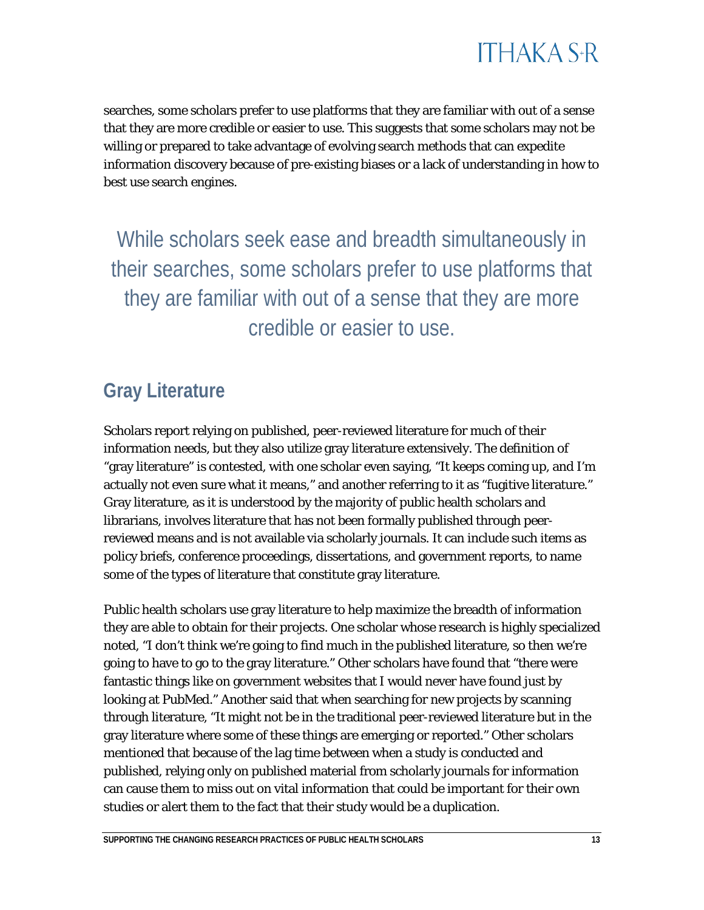searches, some scholars prefer to use platforms that they are familiar with out of a sense that they are more credible or easier to use. This suggests that some scholars may not be willing or prepared to take advantage of evolving search methods that can expedite information discovery because of pre-existing biases or a lack of understanding in how to best use search engines.

> While scholars seek ease and breadth simultaneously in their searches, some scholars prefer to use platforms that they are familiar with out of a sense that they are more credible or easier to use.

## Gray Literature

Scholars report relying on published, peer-reviewed literature for much of their information needs, but they also utilize gray literature extensively. The definition of "gray literature" is contested, with one scholar even saying, "It keeps coming up, and I'm actually not even sure what it means," and another referring to it as "fugitive literature." Gray literature, as it is understood by the majority of public health scholars and librarians, involves literature that has not been formally published through peer-reviewed means and is not available via scholarly journals. It can include such items as policy briefs, conference proceedings, dissertations, and government reports, to name some of the types of literature that constitute gray literature.

Public health scholars use gray literature to help maximize the breadth of information they are able to obtain for their projects. One scholar whose research is highly specialized noted, "I don't think we're going to find much in the published literature, so then we're going to have to go to the gray literature." Other scholars have found that "there were fantastic things like on government websites that I would never have found just by looking at PubMed." Another said that when searching for new projects by scanning through literature, "It might not be in the traditional peer-reviewed literature but in the gray literature where some of these things are emerging or reported." Other scholars mentioned that because of the lag time between when a study is conducted and published, relying only on published material from scholarly journals for information can cause them to miss out on vital information that could be important for their own studies or alert them to the fact that their study would be a duplication.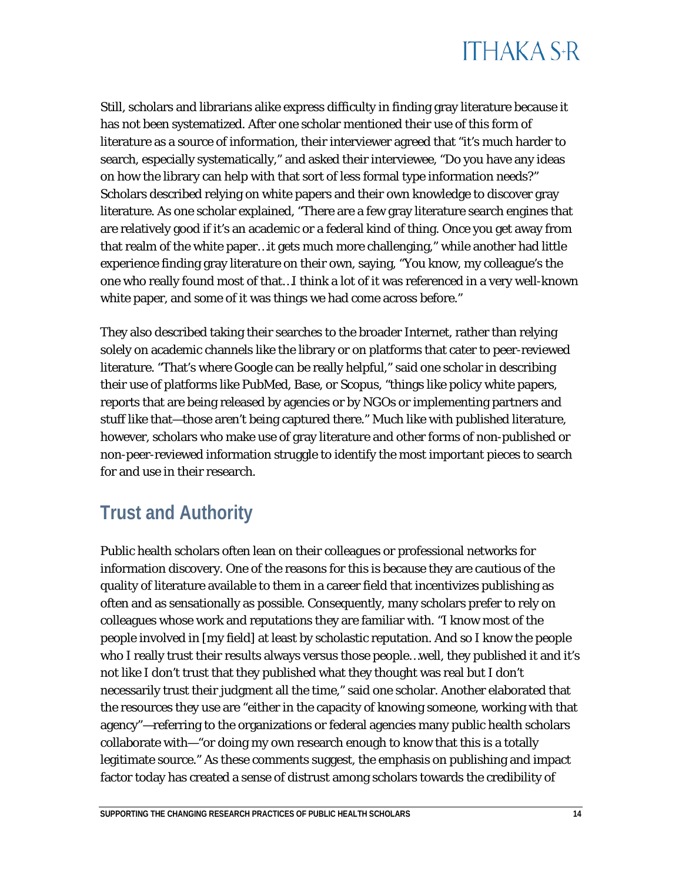Still, scholars and librarians alike express difficulty in finding gray literature because it has not been systematized. After one scholar mentioned their use of this form of literature as a source of information, their interviewer agreed that "it's much harder to search, especially systematically," and asked their interviewee, "Do you have any ideas on how the library can help with that sort of less formal type information needs?" Scholars described relying on white papers and their own knowledge to discover gray literature. As one scholar explained, "There are a few gray literature search engines that are relatively good if it's an academic or a federal kind of thing. Once you get away from that realm of the white paper…it gets much more challenging," while another had little experience finding gray literature on their own, saying, "You know, my colleague's the one who really found most of that…I think a lot of it was referenced in a very well-known white paper, and some of it was things we had come across before."

They also described taking their searches to the broader Internet, rather than relying solely on academic channels like the library or on platforms that cater to peer-reviewed literature. "That's where Google can be really helpful," said one scholar in describing their use of platforms like PubMed, Base, or Scopus, "things like policy white papers, reports that are being released by agencies or by NGOs or implementing partners and stuff like that—those aren't being captured there." Much like with published literature, however, scholars who make use of gray literature and other forms of non-published or non-peer-reviewed information struggle to identify the most important pieces to search for and use in their research.

## Trust and Authority

Public health scholars often lean on their colleagues or professional networks for information discovery. One of the reasons for this is because they are cautious of the quality of literature available to them in a career field that incentivizes publishing as often and as sensationally as possible. Consequently, many scholars prefer to rely on colleagues whose work and reputations they are familiar with. "I know most of the people involved in [my field] at least by scholastic reputation. And so I know the people who I really trust their results always versus those people…well, they published it and it's not like I don't trust that they published what they thought was real but I don't necessarily trust their judgment all the time," said one scholar. Another elaborated that the resources they use are "either in the capacity of knowing someone, working with that agency"—referring to the organizations or federal agencies many public health scholars collaborate with—"or doing my own research enough to know that this is a totally legitimate source." As these comments suggest, the emphasis on publishing and impact factor today has created a sense of distrust among scholars towards the credibility of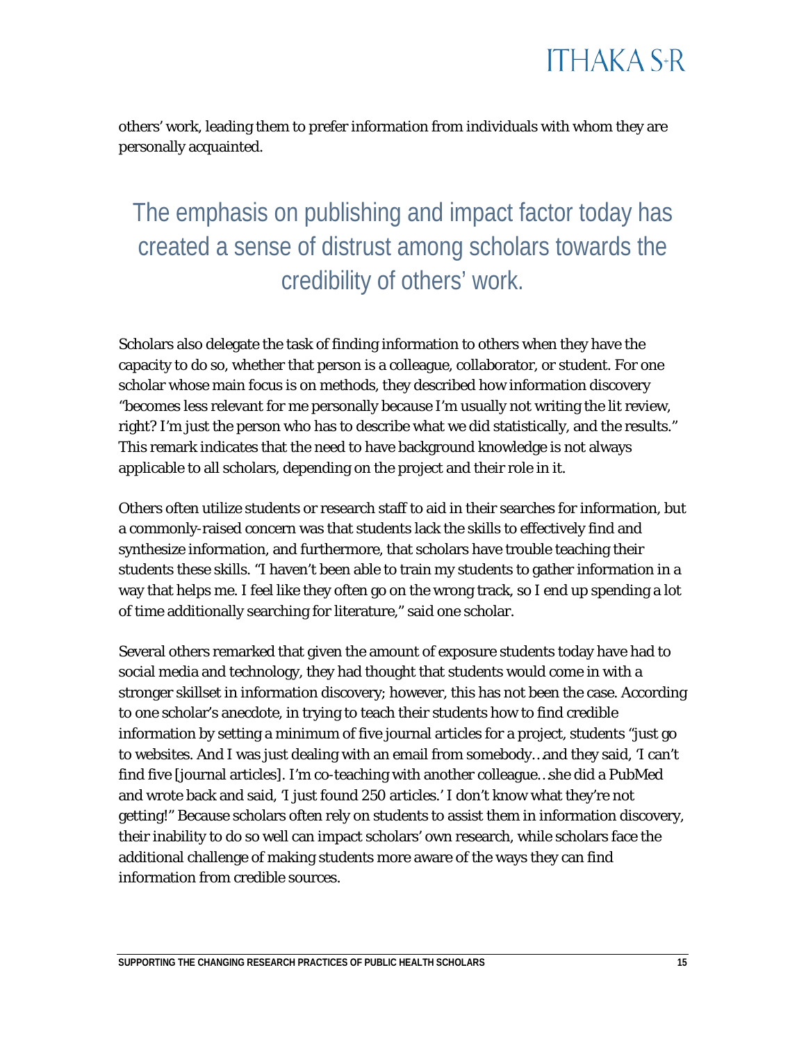others' work, leading them to prefer information from individuals with whom they are personally acquainted.

> The emphasis on publishing and impact factor today has created a sense of distrust among scholars towards the credibility of others' work.

Scholars also delegate the task of finding information to others when they have the capacity to do so, whether that person is a colleague, collaborator, or student. For one scholar whose main focus is on methods, they described how information discovery "becomes less relevant for me personally because I'm usually not writing the lit review, right? I'm just the person who has to describe what we did statistically, and the results." This remark indicates that the need to have background knowledge is not always applicable to all scholars, depending on the project and their role in it.

Others often utilize students or research staff to aid in their searches for information, but a commonly-raised concern was that students lack the skills to effectively find and synthesize information, and furthermore, that scholars have trouble teaching their students these skills. "I haven't been able to train my students to gather information in a way that helps me. I feel like they often go on the wrong track, so I end up spending a lot of time additionally searching for literature," said one scholar.

Several others remarked that given the amount of exposure students today have had to social media and technology, they had thought that students would come in with a stronger skillset in information discovery; however, this has not been the case. According to one scholar's anecdote, in trying to teach their students how to find credible information by setting a minimum of five journal articles for a project, students "just go to websites. And I was just dealing with an email from somebody…and they said, 'I can't find five [journal articles]. I'm co-teaching with another colleague…she did a PubMed and wrote back and said, 'I just found 250 articles.' I don't know what they're not getting!" Because scholars often rely on students to assist them in information discovery, their inability to do so well can impact scholars' own research, while scholars face the additional challenge of making students more aware of the ways they can find information from credible sources.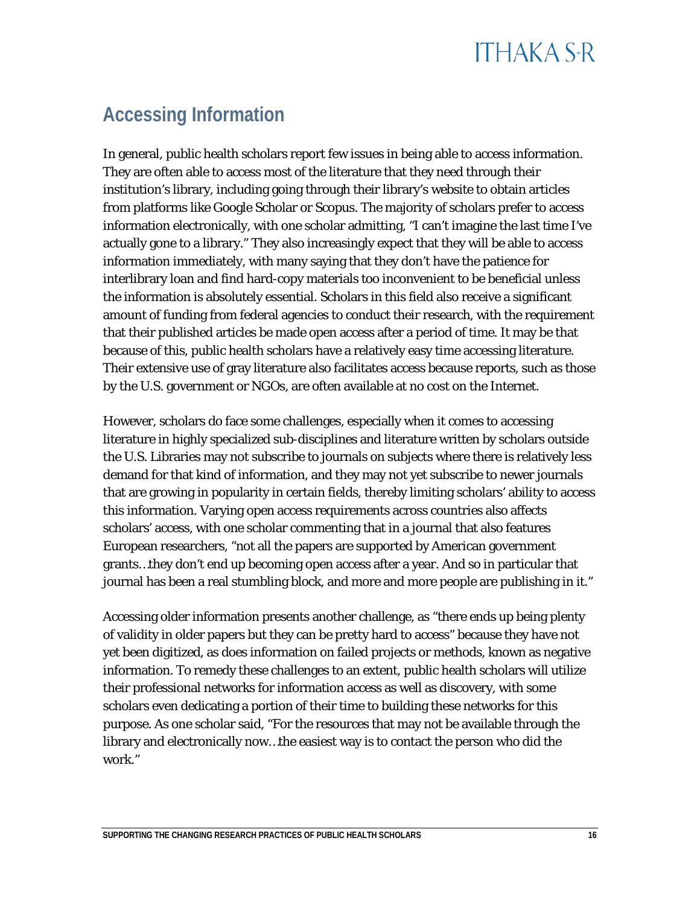## Accessing Information

In general, public health scholars report few issues in being able to access information. They are often able to access most of the literature that they need through their institution's library, including going through their library's website to obtain articles from platforms like Google Scholar or Scopus. The majority of scholars prefer to access information electronically, with one scholar admitting, "I can't imagine the last time I've actually gone to a library." They also increasingly expect that they will be able to access information immediately, with many saying that they don't have the patience for interlibrary loan and find hard-copy materials too inconvenient to be beneficial unless the information is absolutely essential. Scholars in this field also receive a significant amount of funding from federal agencies to conduct their research, with the requirement that their published articles be made open access after a period of time. It may be that because of this, public health scholars have a relatively easy time accessing literature. Their extensive use of gray literature also facilitates access because reports, such as those by the U.S. government or NGOs, are often available at no cost on the Internet.

However, scholars do face some challenges, especially when it comes to accessing literature in highly specialized sub-disciplines and literature written by scholars outside the U.S. Libraries may not subscribe to journals on subjects where there is relatively less demand for that kind of information, and they may not yet subscribe to newer journals that are growing in popularity in certain fields, thereby limiting scholars' ability to access this information. Varying open access requirements across countries also affects scholars' access, with one scholar commenting that in a journal that also features European researchers, "not all the papers are supported by American government grants…they don't end up becoming open access after a year. And so in particular that journal has been a real stumbling block, and more and more people are publishing in it."

Accessing older information presents another challenge, as "there ends up being plenty of validity in older papers but they can be pretty hard to access" because they have not yet been digitized, as does information on failed projects or methods, known as negative information. To remedy these challenges to an extent, public health scholars will utilize their professional networks for information access as well as discovery, with some scholars even dedicating a portion of their time to building these networks for this purpose. As one scholar said, "For the resources that may not be available through the library and electronically now…the easiest way is to contact the person who did the work."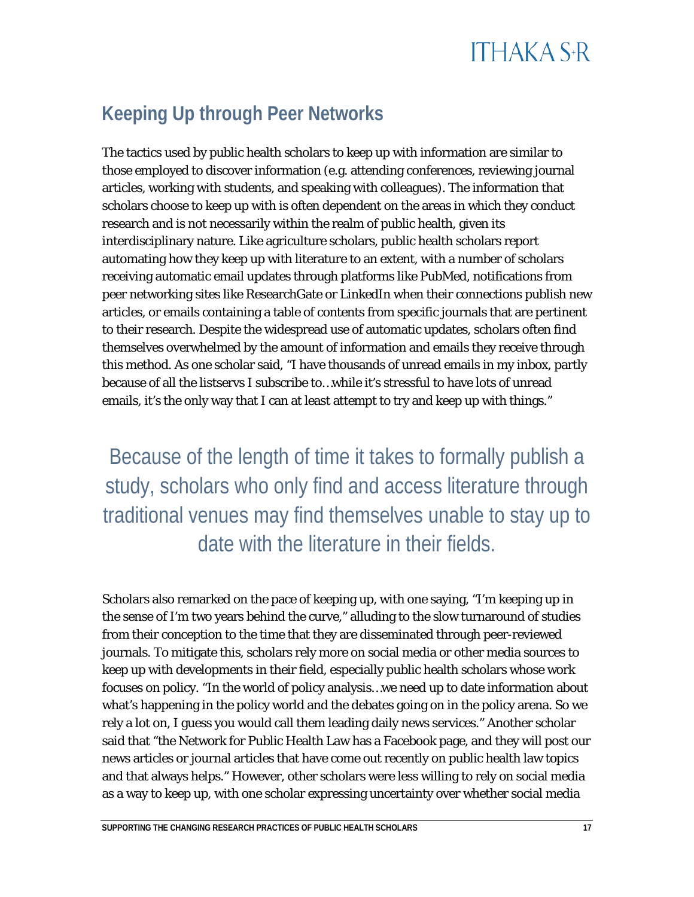## Keeping Up through Peer Networks

The tactics used by public health scholars to keep up with information are similar to those employed to discover information (e.g. attending conferences, reviewing journal articles, working with students, and speaking with colleagues). The information that scholars choose to keep up with is often dependent on the areas in which they conduct research and is not necessarily within the realm of public health, given its interdisciplinary nature. Like agriculture scholars, public health scholars report automating how they keep up with literature to an extent, with a number of scholars receiving automatic email updates through platforms like PubMed, notifications from peer networking sites like ResearchGate or LinkedIn when their connections publish new articles, or emails containing a table of contents from specific journals that are pertinent to their research. Despite the widespread use of automatic updates, scholars often find themselves overwhelmed by the amount of information and emails they receive through this method. As one scholar said, "I have thousands of unread emails in my inbox, partly because of all the listservs I subscribe to…while it's stressful to have lots of unread emails, it's the only way that I can at least attempt to try and keep up with things."

> Because of the length of time it takes to formally publish a study, scholars who only find and access literature through traditional venues may find themselves unable to stay up to date with the literature in their fields.

Scholars also remarked on the pace of keeping up, with one saying, "I'm keeping up in the sense of I'm two years behind the curve," alluding to the slow turnaround of studies from their conception to the time that they are disseminated through peer-reviewed journals. To mitigate this, scholars rely more on social media or other media sources to keep up with developments in their field, especially public health scholars whose work focuses on policy. "In the world of policy analysis…we need up to date information about what's happening in the policy world and the debates going on in the policy arena. So we rely a lot on, I guess you would call them leading daily news services." Another scholar said that "the Network for Public Health Law has a Facebook page, and they will post our news articles or journal articles that have come out recently on public health law topics and that always helps." However, other scholars were less willing to rely on social media as a way to keep up, with one scholar expressing uncertainty over whether social media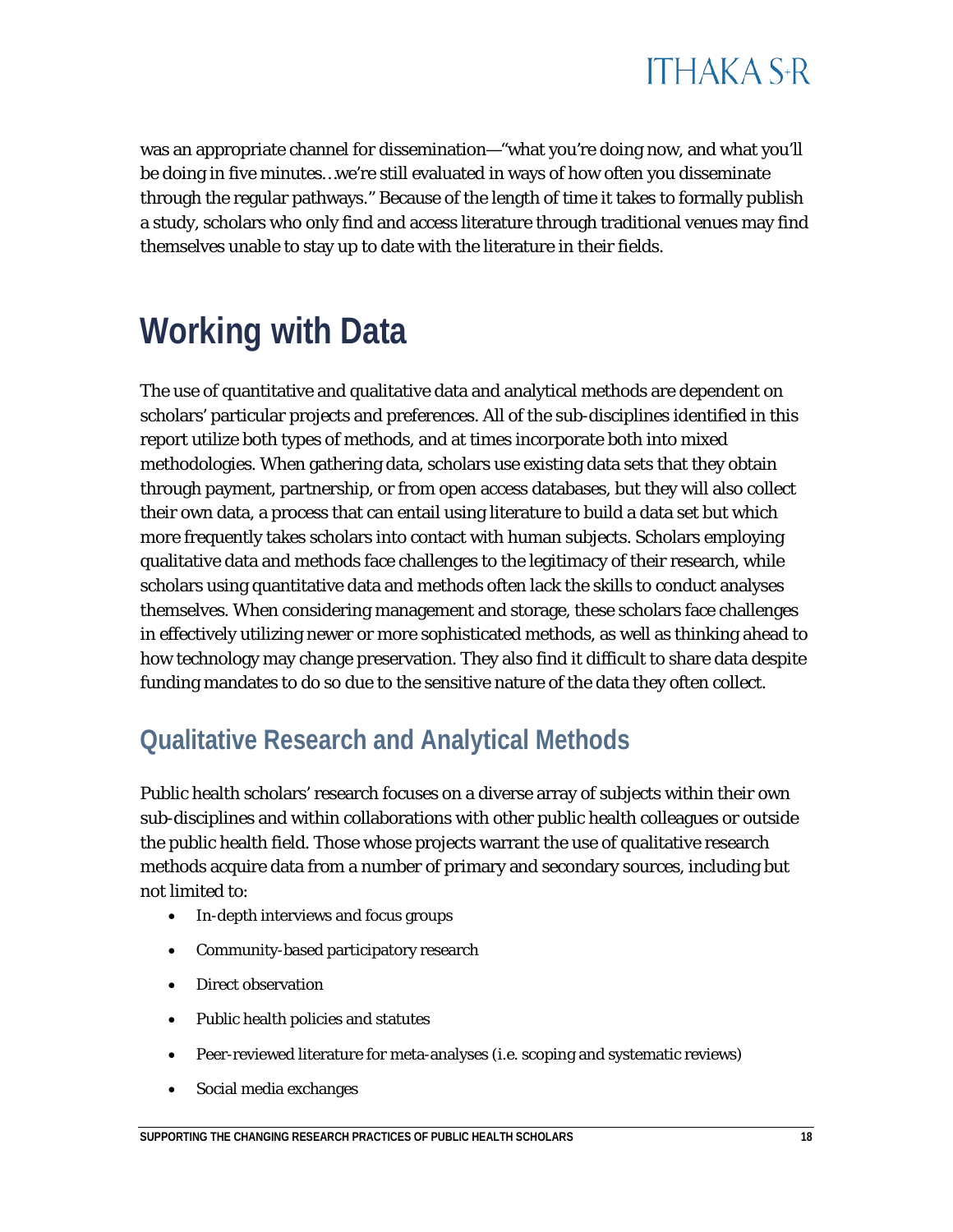was an appropriate channel for dissemination—"what you're doing now, and what you'll be doing in five minutes…we're still evaluated in ways of how often you disseminate through the regular pathways." Because of the length of time it takes to formally publish a study, scholars who only find and access literature through traditional venues may find themselves unable to stay up to date with the literature in their fields.

# Working with Data

The use of quantitative and qualitative data and analytical methods are dependent on scholars' particular projects and preferences. All of the sub-disciplines identified in this report utilize both types of methods, and at times incorporate both into mixed methodologies. When gathering data, scholars use existing data sets that they obtain through payment, partnership, or from open access databases, but they will also collect their own data, a process that can entail using literature to build a data set but which more frequently takes scholars into contact with human subjects. Scholars employing qualitative data and methods face challenges to the legitimacy of their research, while scholars using quantitative data and methods often lack the skills to conduct analyses themselves. When considering management and storage, these scholars face challenges in effectively utilizing newer or more sophisticated methods, as well as thinking ahead to how technology may change preservation. They also find it difficult to share data despite funding mandates to do so due to the sensitive nature of the data they often collect.

## Qualitative Research and Analytical Methods

Public health scholars' research focuses on a diverse array of subjects within their own sub-disciplines and within collaborations with other public health colleagues or outside the public health field. Those whose projects warrant the use of qualitative research methods acquire data from a number of primary and secondary sources, including but not limited to:

- In-depth interviews and focus groups
- Community-based participatory research
- Direct observation
- Public health policies and statutes
- Peer-reviewed literature for meta-analyses (i.e. scoping and systematic reviews)
- Social media exchanges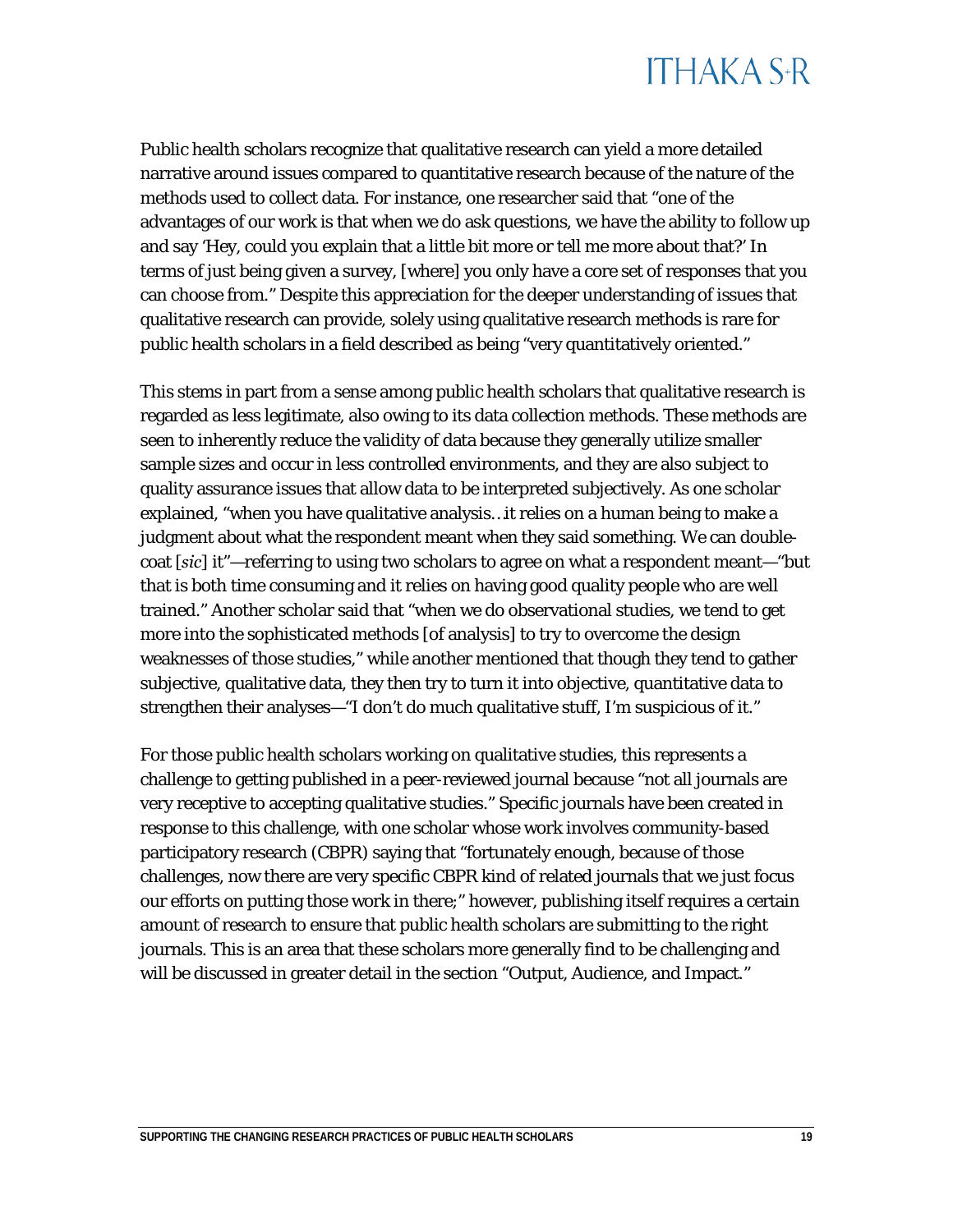Public health scholars recognize that qualitative research can yield a more detailed narrative around issues compared to quantitative research because of the nature of the methods used to collect data. For instance, one researcher said that "one of the advantages of our work is that when we do ask questions, we have the ability to follow up and say 'Hey, could you explain that a little bit more or tell me more about that?' In terms of just being given a survey, [where] you only have a core set of responses that you can choose from." Despite this appreciation for the deeper understanding of issues that qualitative research can provide, solely using qualitative research methods is rare for public health scholars in a field described as being "very quantitatively oriented."

This stems in part from a sense among public health scholars that qualitative research is regarded as less legitimate, also owing to its data collection methods. These methods are seen to inherently reduce the validity of data because they generally utilize smaller sample sizes and occur in less controlled environments, and they are also subject to quality assurance issues that allow data to be interpreted subjectively. As one scholar explained, "when you have qualitative analysis…it relies on a human being to make a judgment about what the respondent meant when they said something. We can double-coat [*sic*] it"—referring to using two scholars to agree on what a respondent meant—"but that is both time consuming and it relies on having good quality people who are well trained." Another scholar said that "when we do observational studies, we tend to get more into the sophisticated methods [of analysis] to try to overcome the design weaknesses of those studies," while another mentioned that though they tend to gather subjective, qualitative data, they then try to turn it into objective, quantitative data to strengthen their analyses—"I don't do much qualitative stuff, I'm suspicious of it."

For those public health scholars working on qualitative studies, this represents a challenge to getting published in a peer-reviewed journal because "not all journals are very receptive to accepting qualitative studies." Specific journals have been created in response to this challenge, with one scholar whose work involves community-based participatory research (CBPR) saying that "fortunately enough, because of those challenges, now there are very specific CBPR kind of related journals that we just focus our efforts on putting those work in there;" however, publishing itself requires a certain amount of research to ensure that public health scholars are submitting to the right journals. This is an area that these scholars more generally find to be challenging and will be discussed in greater detail in the section "Output, Audience, and Impact."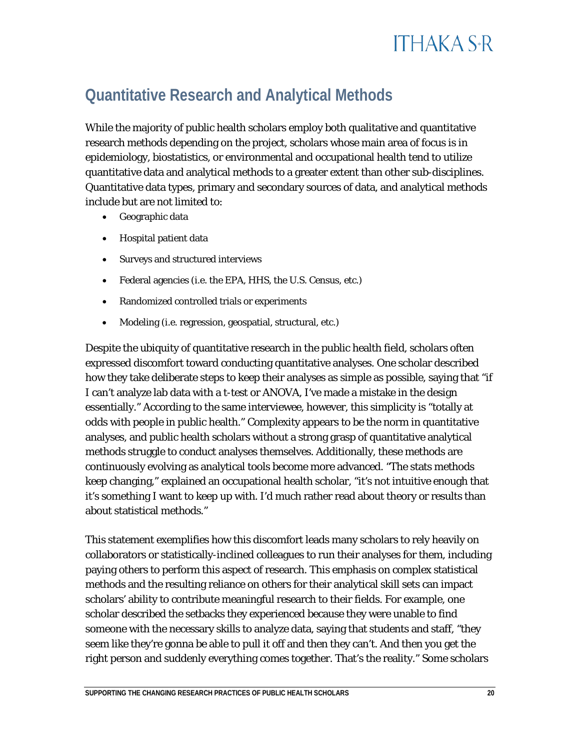## Quantitative Research and Analytical Methods

While the majority of public health scholars employ both qualitative and quantitative research methods depending on the project, scholars whose main area of focus is in epidemiology, biostatistics, or environmental and occupational health tend to utilize quantitative data and analytical methods to a greater extent than other sub-disciplines. Quantitative data types, primary and secondary sources of data, and analytical methods include but are not limited to:

- Geographic data
- Hospital patient data
- Surveys and structured interviews
- Federal agencies (i.e. the EPA, HHS, the U.S. Census, etc.)
- Randomized controlled trials or experiments
- Modeling (i.e. regression, geospatial, structural, etc.)

Despite the ubiquity of quantitative research in the public health field, scholars often expressed discomfort toward conducting quantitative analyses. One scholar described how they take deliberate steps to keep their analyses as simple as possible, saying that "if I can't analyze lab data with a t-test or ANOVA, I've made a mistake in the design essentially." According to the same interviewee, however, this simplicity is "totally at odds with people in public health." Complexity appears to be the norm in quantitative analyses, and public health scholars without a strong grasp of quantitative analytical methods struggle to conduct analyses themselves. Additionally, these methods are continuously evolving as analytical tools become more advanced. "The stats methods keep changing," explained an occupational health scholar, "it's not intuitive enough that it's something I want to keep up with. I'd much rather read about theory or results than about statistical methods."

This statement exemplifies how this discomfort leads many scholars to rely heavily on collaborators or statistically-inclined colleagues to run their analyses for them, including paying others to perform this aspect of research. This emphasis on complex statistical methods and the resulting reliance on others for their analytical skill sets can impact scholars' ability to contribute meaningful research to their fields. For example, one scholar described the setbacks they experienced because they were unable to find someone with the necessary skills to analyze data, saying that students and staff, "they seem like they're gonna be able to pull it off and then they can't. And then you get the right person and suddenly everything comes together. That's the reality." Some scholars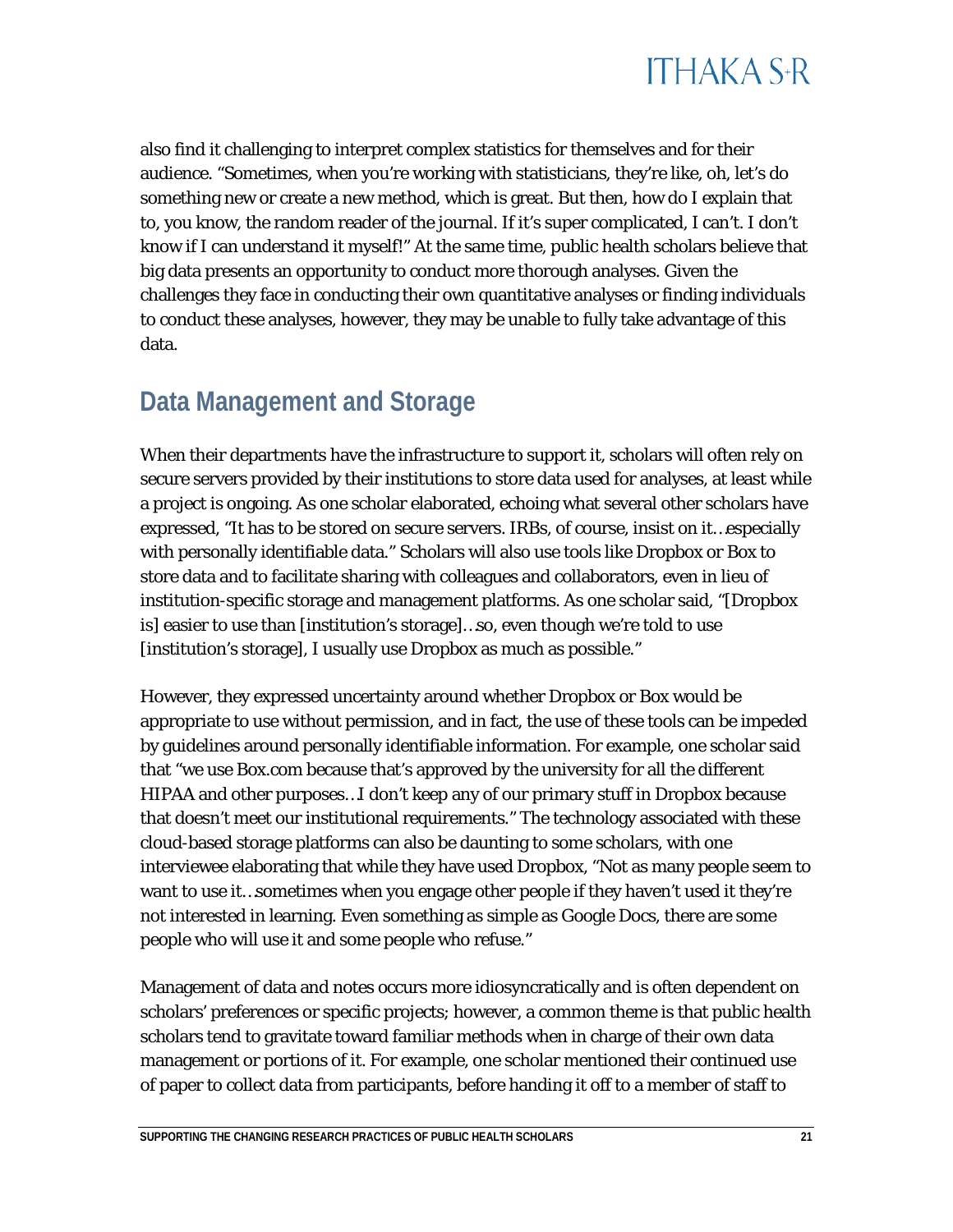also find it challenging to interpret complex statistics for themselves and for their audience. "Sometimes, when you're working with statisticians, they're like, oh, let's do something new or create a new method, which is great. But then, how do I explain that to, you know, the random reader of the journal. If it's super complicated, I can't. I don't know if I can understand it myself!" At the same time, public health scholars believe that big data presents an opportunity to conduct more thorough analyses. Given the challenges they face in conducting their own quantitative analyses or finding individuals to conduct these analyses, however, they may be unable to fully take advantage of this data.

## Data Management and Storage

When their departments have the infrastructure to support it, scholars will often rely on secure servers provided by their institutions to store data used for analyses, at least while a project is ongoing. As one scholar elaborated, echoing what several other scholars have expressed, "It has to be stored on secure servers. IRBs, of course, insist on it…especially with personally identifiable data." Scholars will also use tools like Dropbox or Box to store data and to facilitate sharing with colleagues and collaborators, even in lieu of institution-specific storage and management platforms. As one scholar said, "[Dropbox is] easier to use than [institution's storage]…so, even though we're told to use [institution's storage], I usually use Dropbox as much as possible."

However, they expressed uncertainty around whether Dropbox or Box would be appropriate to use without permission, and in fact, the use of these tools can be impeded by guidelines around personally identifiable information. For example, one scholar said that "we use Box.com because that's approved by the university for all the different HIPAA and other purposes…I don't keep any of our primary stuff in Dropbox because that doesn't meet our institutional requirements." The technology associated with these cloud-based storage platforms can also be daunting to some scholars, with one interviewee elaborating that while they have used Dropbox, "Not as many people seem to want to use it…sometimes when you engage other people if they haven't used it they're not interested in learning. Even something as simple as Google Docs, there are some people who will use it and some people who refuse."

Management of data and notes occurs more idiosyncratically and is often dependent on scholars' preferences or specific projects; however, a common theme is that public health scholars tend to gravitate toward familiar methods when in charge of their own data management or portions of it. For example, one scholar mentioned their continued use of paper to collect data from participants, before handing it off to a member of staff to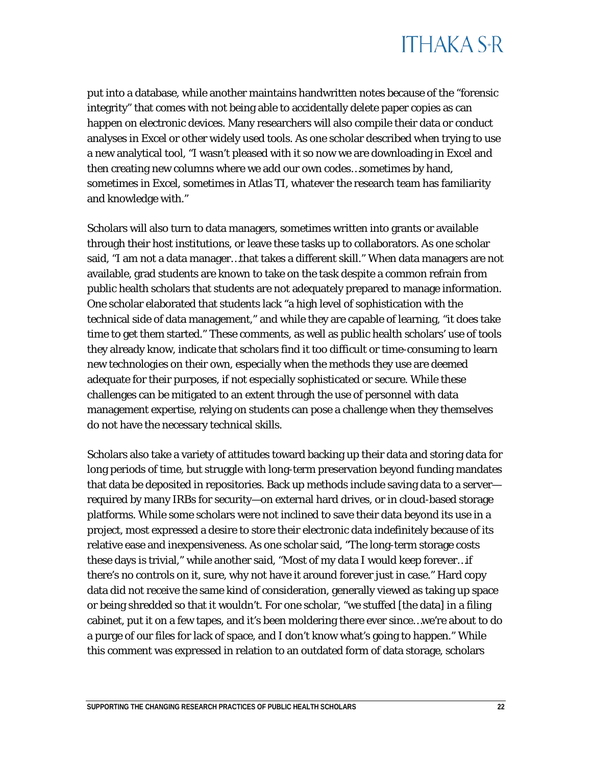put into a database, while another maintains handwritten notes because of the "forensic integrity" that comes with not being able to accidentally delete paper copies as can happen on electronic devices. Many researchers will also compile their data or conduct analyses in Excel or other widely used tools. As one scholar described when trying to use a new analytical tool, "I wasn't pleased with it so now we are downloading in Excel and then creating new columns where we add our own codes…sometimes by hand, sometimes in Excel, sometimes in Atlas TI, whatever the research team has familiarity and knowledge with."

Scholars will also turn to data managers, sometimes written into grants or available through their host institutions, or leave these tasks up to collaborators. As one scholar said, "I am not a data manager…that takes a different skill." When data managers are not available, grad students are known to take on the task despite a common refrain from public health scholars that students are not adequately prepared to manage information. One scholar elaborated that students lack "a high level of sophistication with the technical side of data management," and while they are capable of learning, "it does take time to get them started." These comments, as well as public health scholars' use of tools they already know, indicate that scholars find it too difficult or time-consuming to learn new technologies on their own, especially when the methods they use are deemed adequate for their purposes, if not especially sophisticated or secure. While these challenges can be mitigated to an extent through the use of personnel with data management expertise, relying on students can pose a challenge when they themselves do not have the necessary technical skills.

Scholars also take a variety of attitudes toward backing up their data and storing data for long periods of time, but struggle with long-term preservation beyond funding mandates that data be deposited in repositories. Back up methods include saving data to a server—required by many IRBs for security—on external hard drives, or in cloud-based storage platforms. While some scholars were not inclined to save their data beyond its use in a project, most expressed a desire to store their electronic data indefinitely because of its relative ease and inexpensiveness. As one scholar said, "The long-term storage costs these days is trivial," while another said, "Most of my data I would keep forever…if there's no controls on it, sure, why not have it around forever just in case." Hard copy data did not receive the same kind of consideration, generally viewed as taking up space or being shredded so that it wouldn't. For one scholar, "we stuffed [the data] in a filing cabinet, put it on a few tapes, and it's been moldering there ever since…we're about to do a purge of our files for lack of space, and I don't know what's going to happen." While this comment was expressed in relation to an outdated form of data storage, scholars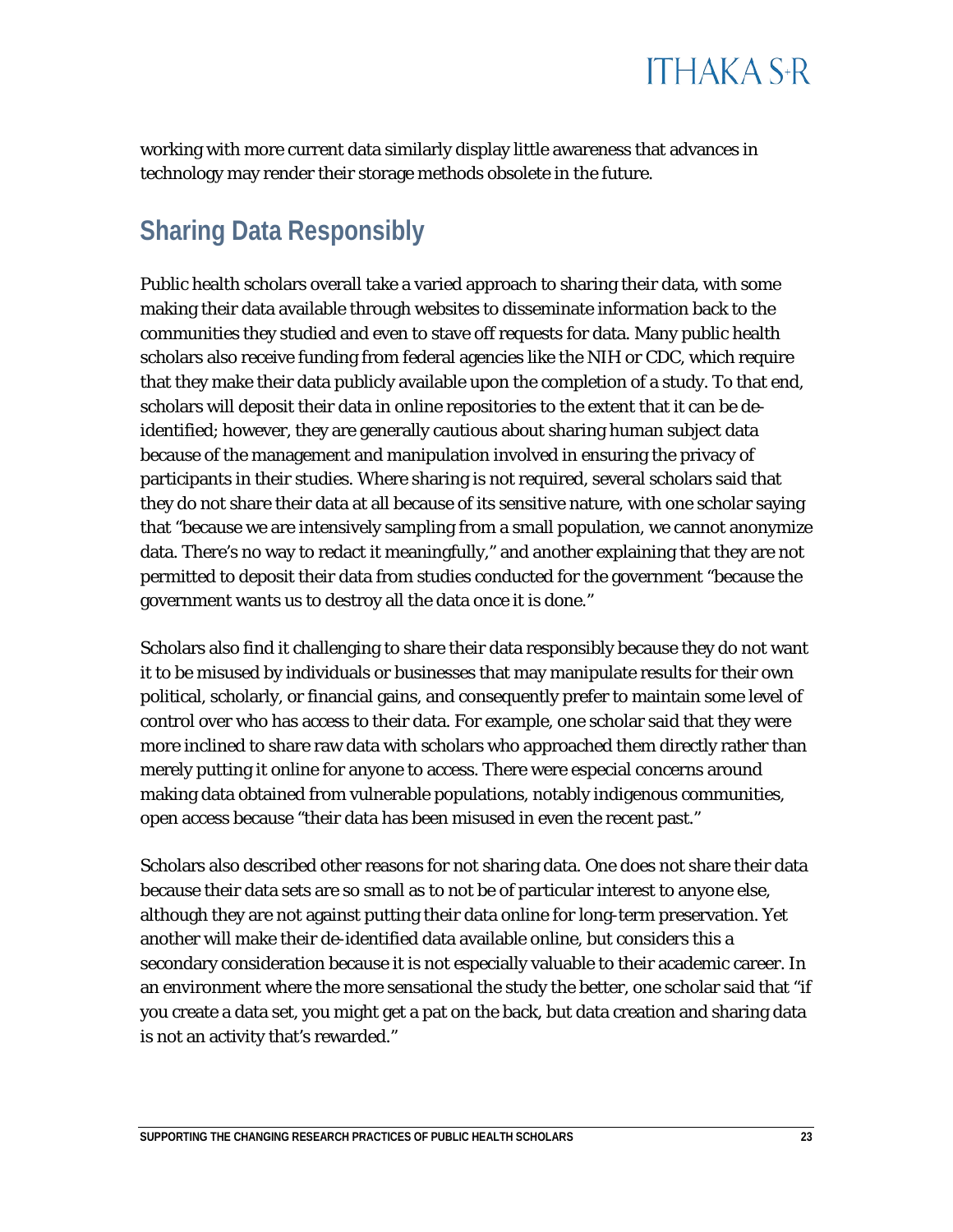working with more current data similarly display little awareness that advances in technology may render their storage methods obsolete in the future.

## Sharing Data Responsibly

Public health scholars overall take a varied approach to sharing their data, with some making their data available through websites to disseminate information back to the communities they studied and even to stave off requests for data. Many public health scholars also receive funding from federal agencies like the NIH or CDC, which require that they make their data publicly available upon the completion of a study. To that end, scholars will deposit their data in online repositories to the extent that it can be de-identified; however, they are generally cautious about sharing human subject data because of the management and manipulation involved in ensuring the privacy of participants in their studies. Where sharing is not required, several scholars said that they do not share their data at all because of its sensitive nature, with one scholar saying that "because we are intensively sampling from a small population, we cannot anonymize data. There's no way to redact it meaningfully," and another explaining that they are not permitted to deposit their data from studies conducted for the government "because the government wants us to destroy all the data once it is done."

Scholars also find it challenging to share their data responsibly because they do not want it to be misused by individuals or businesses that may manipulate results for their own political, scholarly, or financial gains, and consequently prefer to maintain some level of control over who has access to their data. For example, one scholar said that they were more inclined to share raw data with scholars who approached them directly rather than merely putting it online for anyone to access. There were especial concerns around making data obtained from vulnerable populations, notably indigenous communities, open access because "their data has been misused in even the recent past."

Scholars also described other reasons for not sharing data. One does not share their data because their data sets are so small as to not be of particular interest to anyone else, although they are not against putting their data online for long-term preservation. Yet another will make their de-identified data available online, but considers this a secondary consideration because it is not especially valuable to their academic career. In an environment where the more sensational the study the better, one scholar said that "if you create a data set, you might get a pat on the back, but data creation and sharing data is not an activity that's rewarded."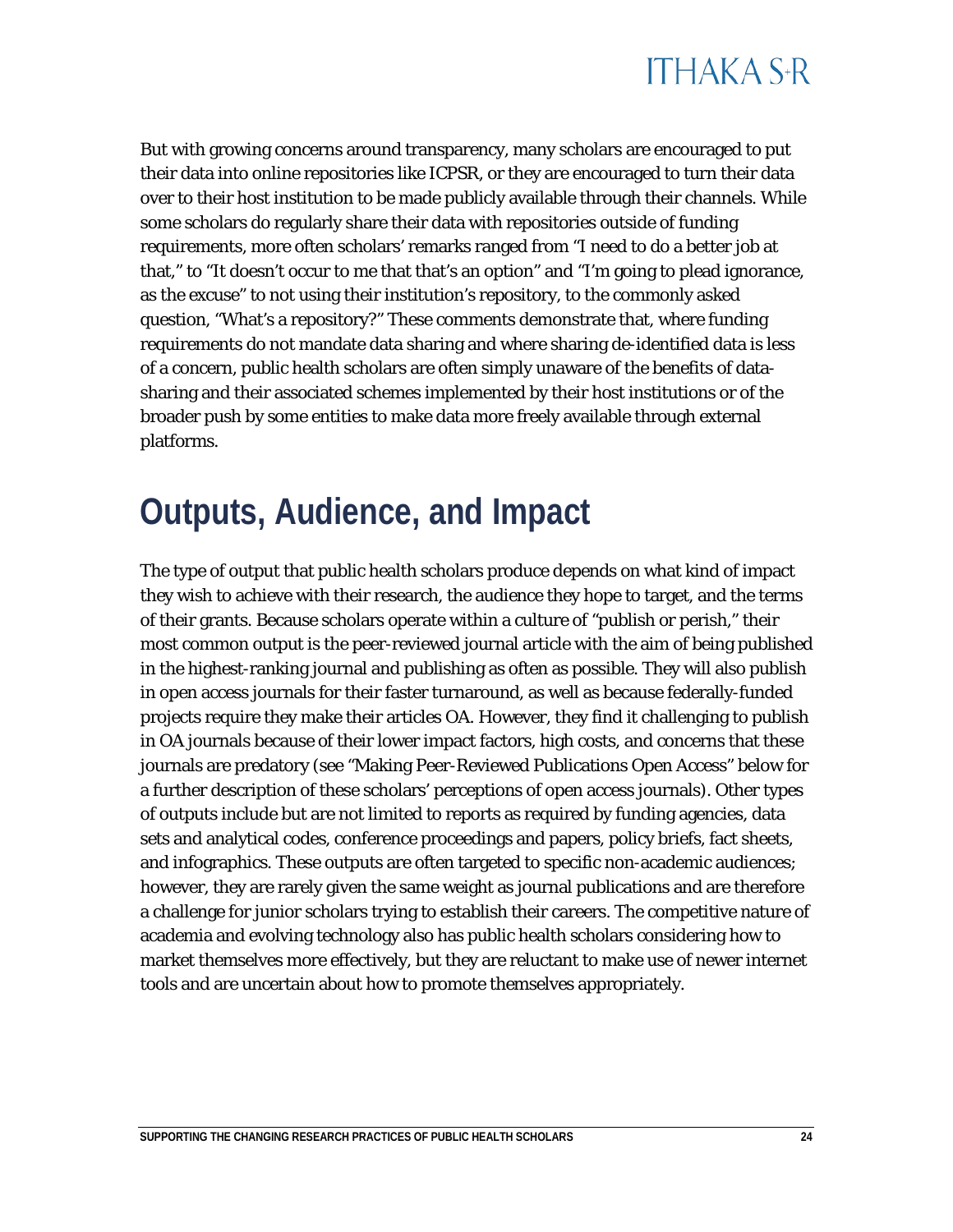But with growing concerns around transparency, many scholars are encouraged to put their data into online repositories like ICPSR, or they are encouraged to turn their data over to their host institution to be made publicly available through their channels. While some scholars do regularly share their data with repositories outside of funding requirements, more often scholars' remarks ranged from "I need to do a better job at that," to "It doesn't occur to me that that's an option" and "I'm going to plead ignorance, as the excuse" to not using their institution's repository, to the commonly asked question, "What's a repository?" These comments demonstrate that, where funding requirements do not mandate data sharing and where sharing de-identified data is less of a concern, public health scholars are often simply unaware of the benefits of data-sharing and their associated schemes implemented by their host institutions or of the broader push by some entities to make data more freely available through external platforms.

# Outputs, Audience, and Impact

The type of output that public health scholars produce depends on what kind of impact they wish to achieve with their research, the audience they hope to target, and the terms of their grants. Because scholars operate within a culture of "publish or perish," their most common output is the peer-reviewed journal article with the aim of being published in the highest-ranking journal and publishing as often as possible. They will also publish in open access journals for their faster turnaround, as well as because federally-funded projects require they make their articles OA. However, they find it challenging to publish in OA journals because of their lower impact factors, high costs, and concerns that these journals are predatory (see "Making Peer-Reviewed Publications Open Access" below for a further description of these scholars' perceptions of open access journals). Other types of outputs include but are not limited to reports as required by funding agencies, data sets and analytical codes, conference proceedings and papers, policy briefs, fact sheets, and infographics. These outputs are often targeted to specific non-academic audiences; however, they are rarely given the same weight as journal publications and are therefore a challenge for junior scholars trying to establish their careers. The competitive nature of academia and evolving technology also has public health scholars considering how to market themselves more effectively, but they are reluctant to make use of newer internet tools and are uncertain about how to promote themselves appropriately.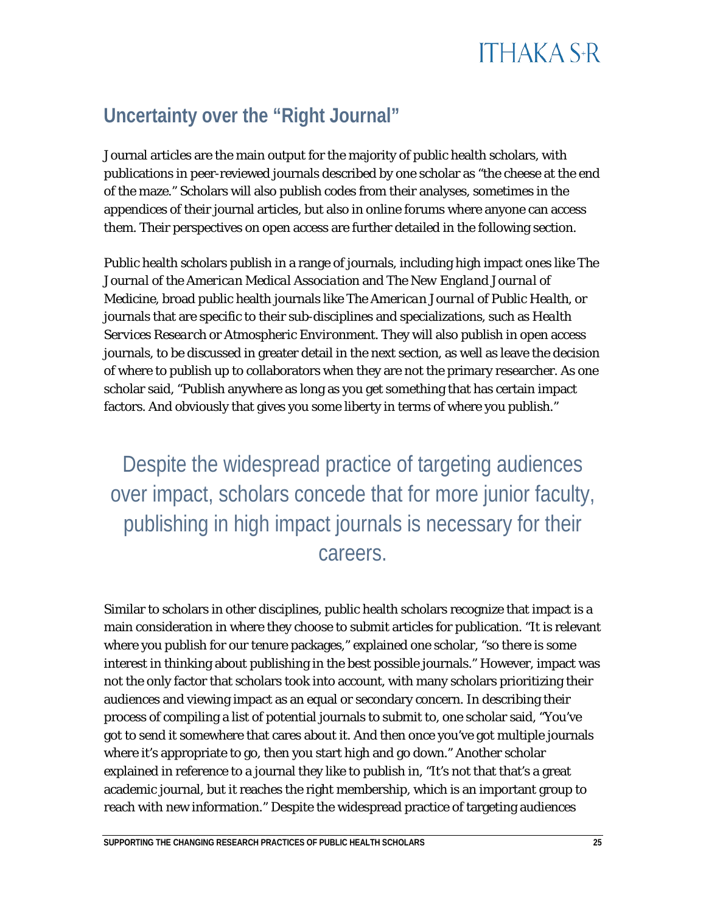## Uncertainty over the "Right Journal"

Journal articles are the main output for the majority of public health scholars, with publications in peer-reviewed journals described by one scholar as "the cheese at the end of the maze." Scholars will also publish codes from their analyses, sometimes in the appendices of their journal articles, but also in online forums where anyone can access them. Their perspectives on open access are further detailed in the following section.

Public health scholars publish in a range of journals, including high impact ones like *The Journal of the American Medical Association* and *The New England Journal of Medicine*, broad public health journals like *The American Journal of Public Health*, or journals that are specific to their sub-disciplines and specializations, such as *Health Services Research* or *Atmospheric Environment*. They will also publish in open access journals, to be discussed in greater detail in the next section, as well as leave the decision of where to publish up to collaborators when they are not the primary researcher. As one scholar said, "Publish anywhere as long as you get something that has certain impact factors. And obviously that gives you some liberty in terms of where you publish."

> Despite the widespread practice of targeting audiences over impact, scholars concede that for more junior faculty, publishing in high impact journals is necessary for their careers.

Similar to scholars in other disciplines, public health scholars recognize that impact is a main consideration in where they choose to submit articles for publication. "It is relevant where you publish for our tenure packages," explained one scholar, "so there is some interest in thinking about publishing in the best possible journals." However, impact was not the only factor that scholars took into account, with many scholars prioritizing their audiences and viewing impact as an equal or secondary concern. In describing their process of compiling a list of potential journals to submit to, one scholar said, "You've got to send it somewhere that cares about it. And then once you've got multiple journals where it's appropriate to go, then you start high and go down." Another scholar explained in reference to a journal they like to publish in, "It's not that that's a great academic journal, but it reaches the right membership, which is an important group to reach with new information." Despite the widespread practice of targeting audiences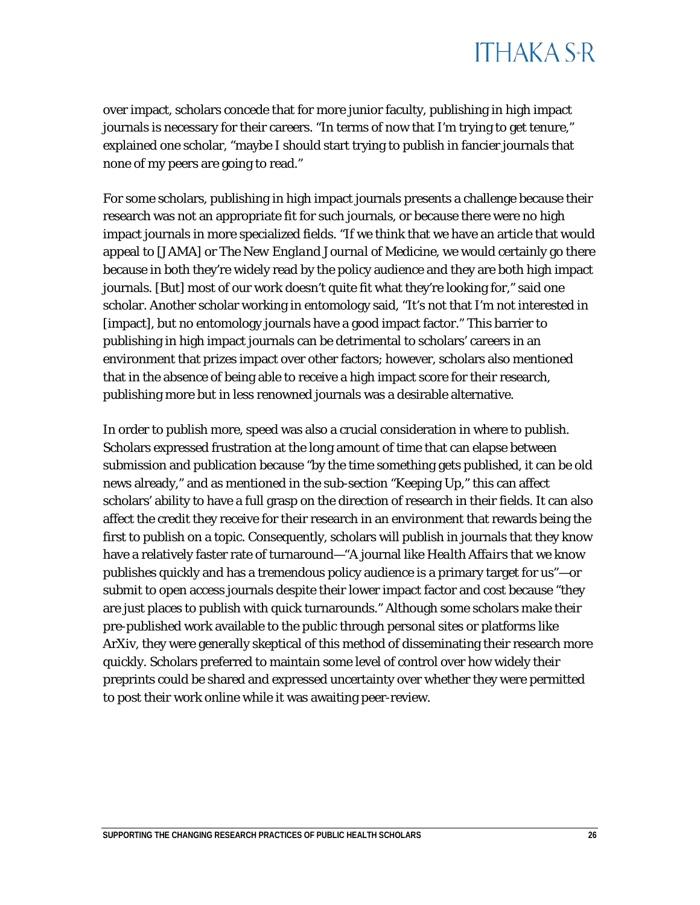over impact, scholars concede that for more junior faculty, publishing in high impact journals is necessary for their careers. "In terms of now that I'm trying to get tenure," explained one scholar, "maybe I should start trying to publish in fancier journals that none of my peers are going to read."

For some scholars, publishing in high impact journals presents a challenge because their research was not an appropriate fit for such journals, or because there were no high impact journals in more specialized fields. "If we think that we have an article that would appeal to [JAMA] or *The New England Journal of Medicine*, we would certainly go there because in both they're widely read by the policy audience and they are both high impact journals. [But] most of our work doesn't quite fit what they're looking for," said one scholar. Another scholar working in entomology said, "It's not that I'm not interested in [impact], but no entomology journals have a good impact factor." This barrier to publishing in high impact journals can be detrimental to scholars' careers in an environment that prizes impact over other factors; however, scholars also mentioned that in the absence of being able to receive a high impact score for their research, publishing more but in less renowned journals was a desirable alternative.

In order to publish more, speed was also a crucial consideration in where to publish. Scholars expressed frustration at the long amount of time that can elapse between submission and publication because "by the time something gets published, it can be old news already," and as mentioned in the sub-section "Keeping Up," this can affect scholars' ability to have a full grasp on the direction of research in their fields. It can also affect the credit they receive for their research in an environment that rewards being the first to publish on a topic. Consequently, scholars will publish in journals that they know have a relatively faster rate of turnaround—"A journal like *Health Affairs* that we know publishes quickly and has a tremendous policy audience is a primary target for us"—or submit to open access journals despite their lower impact factor and cost because "they are just places to publish with quick turnarounds." Although some scholars make their pre-published work available to the public through personal sites or platforms like ArXiv, they were generally skeptical of this method of disseminating their research more quickly. Scholars preferred to maintain some level of control over how widely their preprints could be shared and expressed uncertainty over whether they were permitted to post their work online while it was awaiting peer-review.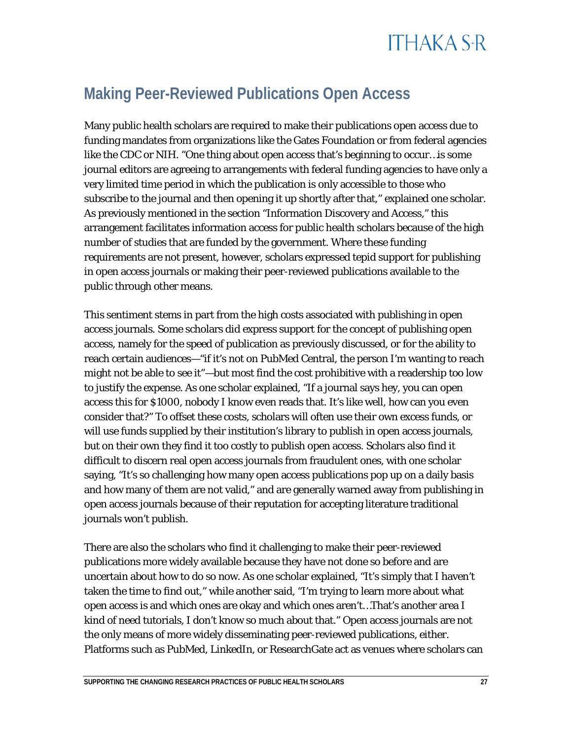## Making Peer-Reviewed Publications Open Access

Many public health scholars are required to make their publications open access due to funding mandates from organizations like the Gates Foundation or from federal agencies like the CDC or NIH. "One thing about open access that's beginning to occur…is some journal editors are agreeing to arrangements with federal funding agencies to have only a very limited time period in which the publication is only accessible to those who subscribe to the journal and then opening it up shortly after that," explained one scholar. As previously mentioned in the section "Information Discovery and Access," this arrangement facilitates information access for public health scholars because of the high number of studies that are funded by the government. Where these funding requirements are not present, however, scholars expressed tepid support for publishing in open access journals or making their peer-reviewed publications available to the public through other means.

This sentiment stems in part from the high costs associated with publishing in open access journals. Some scholars did express support for the concept of publishing open access, namely for the speed of publication as previously discussed, or for the ability to reach certain audiences—"if it's not on PubMed Central, the person I'm wanting to reach might not be able to see it"—but most find the cost prohibitive with a readership too low to justify the expense. As one scholar explained, "If a journal says hey, you can open access this for $1000, nobody I know even reads that. It's like well, how can you even consider that?" To offset these costs, scholars will often use their own excess funds, or will use funds supplied by their institution's library to publish in open access journals, but on their own they find it too costly to publish open access. Scholars also find it difficult to discern real open access journals from fraudulent ones, with one scholar saying, "It's so challenging how many open access publications pop up on a daily basis and how many of them are not valid," and are generally warned away from publishing in open access journals because of their reputation for accepting literature traditional journals won't publish.

There are also the scholars who find it challenging to make their peer-reviewed publications more widely available because they have not done so before and are uncertain about how to do so now. As one scholar explained, "It's simply that I haven't taken the time to find out," while another said, "I'm trying to learn more about what open access is and which ones are okay and which ones aren't…That's another area I kind of need tutorials, I don't know so much about that." Open access journals are not the only means of more widely disseminating peer-reviewed publications, either. Platforms such as PubMed, LinkedIn, or ResearchGate act as venues where scholars can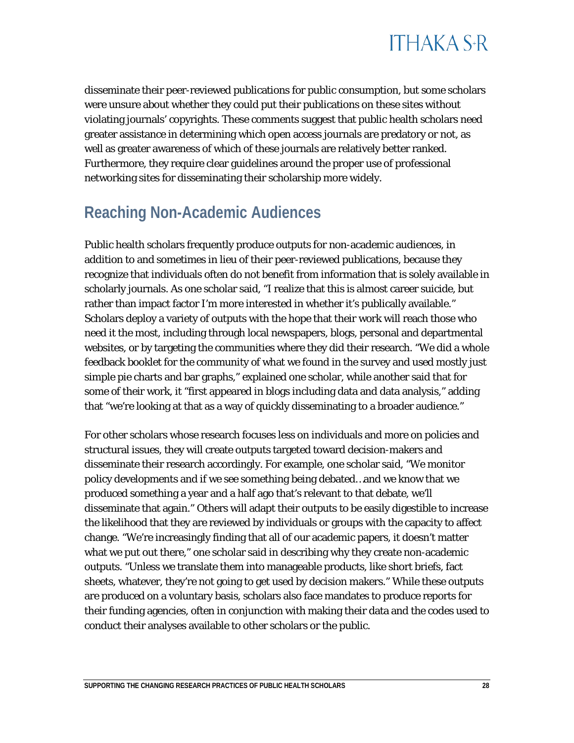disseminate their peer-reviewed publications for public consumption, but some scholars were unsure about whether they could put their publications on these sites without violating journals' copyrights. These comments suggest that public health scholars need greater assistance in determining which open access journals are predatory or not, as well as greater awareness of which of these journals are relatively better ranked. Furthermore, they require clear guidelines around the proper use of professional networking sites for disseminating their scholarship more widely.

## Reaching Non-Academic Audiences

Public health scholars frequently produce outputs for non-academic audiences, in addition to and sometimes in lieu of their peer-reviewed publications, because they recognize that individuals often do not benefit from information that is solely available in scholarly journals. As one scholar said, "I realize that this is almost career suicide, but rather than impact factor I'm more interested in whether it's publically available." Scholars deploy a variety of outputs with the hope that their work will reach those who need it the most, including through local newspapers, blogs, personal and departmental websites, or by targeting the communities where they did their research. "We did a whole feedback booklet for the community of what we found in the survey and used mostly just simple pie charts and bar graphs," explained one scholar, while another said that for some of their work, it "first appeared in blogs including data and data analysis," adding that "we're looking at that as a way of quickly disseminating to a broader audience."

For other scholars whose research focuses less on individuals and more on policies and structural issues, they will create outputs targeted toward decision-makers and disseminate their research accordingly. For example, one scholar said, "We monitor policy developments and if we see something being debated…and we know that we produced something a year and a half ago that's relevant to that debate, we'll disseminate that again." Others will adapt their outputs to be easily digestible to increase the likelihood that they are reviewed by individuals or groups with the capacity to affect change. "We're increasingly finding that all of our academic papers, it doesn't matter what we put out there," one scholar said in describing why they create non-academic outputs. "Unless we translate them into manageable products, like short briefs, fact sheets, whatever, they're not going to get used by decision makers." While these outputs are produced on a voluntary basis, scholars also face mandates to produce reports for their funding agencies, often in conjunction with making their data and the codes used to conduct their analyses available to other scholars or the public.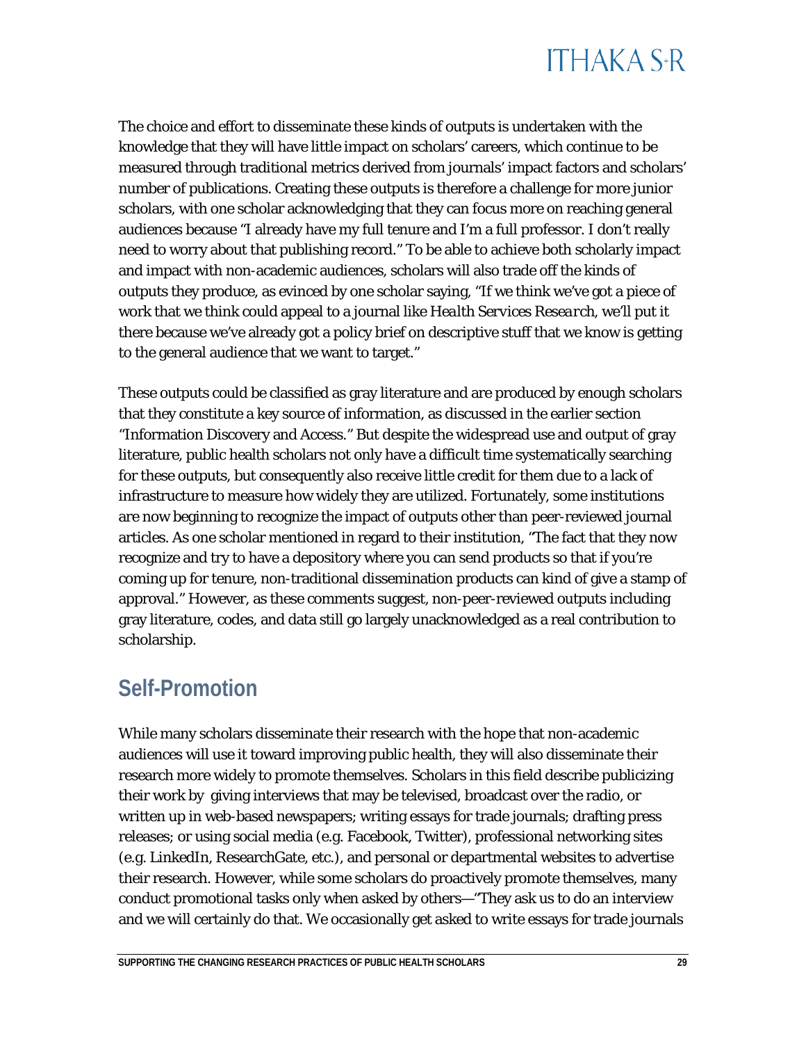The choice and effort to disseminate these kinds of outputs is undertaken with the knowledge that they will have little impact on scholars' careers, which continue to be measured through traditional metrics derived from journals' impact factors and scholars' number of publications. Creating these outputs is therefore a challenge for more junior scholars, with one scholar acknowledging that they can focus more on reaching general audiences because "I already have my full tenure and I'm a full professor. I don't really need to worry about that publishing record." To be able to achieve both scholarly impact and impact with non-academic audiences, scholars will also trade off the kinds of outputs they produce, as evinced by one scholar saying, "If we think we've got a piece of work that we think could appeal to a journal like *Health Services Research*, we'll put it there because we've already got a policy brief on descriptive stuff that we know is getting to the general audience that we want to target."

These outputs could be classified as gray literature and are produced by enough scholars that they constitute a key source of information, as discussed in the earlier section "Information Discovery and Access." But despite the widespread use and output of gray literature, public health scholars not only have a difficult time systematically searching for these outputs, but consequently also receive little credit for them due to a lack of infrastructure to measure how widely they are utilized. Fortunately, some institutions are now beginning to recognize the impact of outputs other than peer-reviewed journal articles. As one scholar mentioned in regard to their institution, "The fact that they now recognize and try to have a depository where you can send products so that if you're coming up for tenure, non-traditional dissemination products can kind of give a stamp of approval." However, as these comments suggest, non-peer-reviewed outputs including gray literature, codes, and data still go largely unacknowledged as a real contribution to scholarship.

## Self-Promotion

While many scholars disseminate their research with the hope that non-academic audiences will use it toward improving public health, they will also disseminate their research more widely to promote themselves. Scholars in this field describe publicizing their work by giving interviews that may be televised, broadcast over the radio, or written up in web-based newspapers; writing essays for trade journals; drafting press releases; or using social media (e.g. Facebook, Twitter), professional networking sites (e.g. LinkedIn, ResearchGate, etc.), and personal or departmental websites to advertise their research. However, while some scholars do proactively promote themselves, many conduct promotional tasks only when asked by others—"They ask us to do an interview and we will certainly do that. We occasionally get asked to write essays for trade journals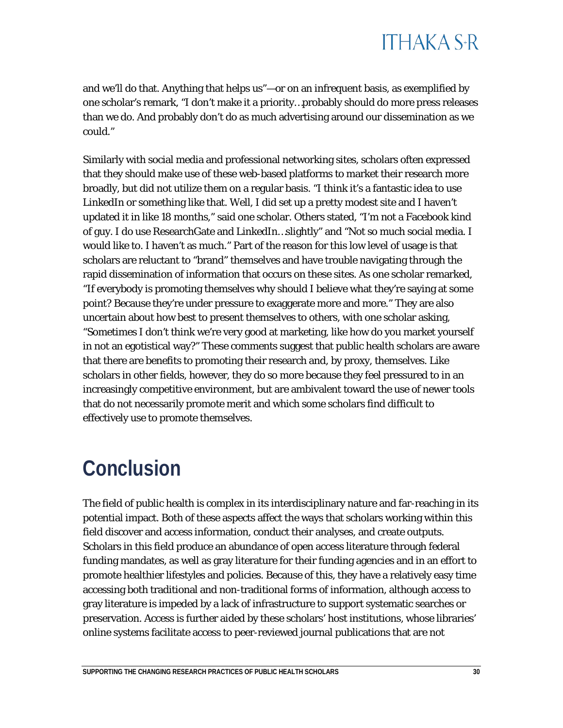and we'll do that. Anything that helps us"—or on an infrequent basis, as exemplified by one scholar's remark, "I don't make it a priority…probably should do more press releases than we do. And probably don't do as much advertising around our dissemination as we could."

Similarly with social media and professional networking sites, scholars often expressed that they should make use of these web-based platforms to market their research more broadly, but did not utilize them on a regular basis. "I think it's a fantastic idea to use LinkedIn or something like that. Well, I did set up a pretty modest site and I haven't updated it in like 18 months," said one scholar. Others stated, "I'm not a Facebook kind of guy. I do use ResearchGate and LinkedIn…slightly" and "Not so much social media. I would like to. I haven't as much." Part of the reason for this low level of usage is that scholars are reluctant to "brand" themselves and have trouble navigating through the rapid dissemination of information that occurs on these sites. As one scholar remarked, "If everybody is promoting themselves why should I believe what they're saying at some point? Because they're under pressure to exaggerate more and more." They are also uncertain about how best to present themselves to others, with one scholar asking, "Sometimes I don't think we're very good at marketing, like how do you market yourself in not an egotistical way?" These comments suggest that public health scholars are aware that there are benefits to promoting their research and, by proxy, themselves. Like scholars in other fields, however, they do so more because they feel pressured to in an increasingly competitive environment, but are ambivalent toward the use of newer tools that do not necessarily promote merit and which some scholars find difficult to effectively use to promote themselves.

# Conclusion

The field of public health is complex in its interdisciplinary nature and far-reaching in its potential impact. Both of these aspects affect the ways that scholars working within this field discover and access information, conduct their analyses, and create outputs. Scholars in this field produce an abundance of open access literature through federal funding mandates, as well as gray literature for their funding agencies and in an effort to promote healthier lifestyles and policies. Because of this, they have a relatively easy time accessing both traditional and non-traditional forms of information, although access to gray literature is impeded by a lack of infrastructure to support systematic searches or preservation. Access is further aided by these scholars' host institutions, whose libraries' online systems facilitate access to peer-reviewed journal publications that are not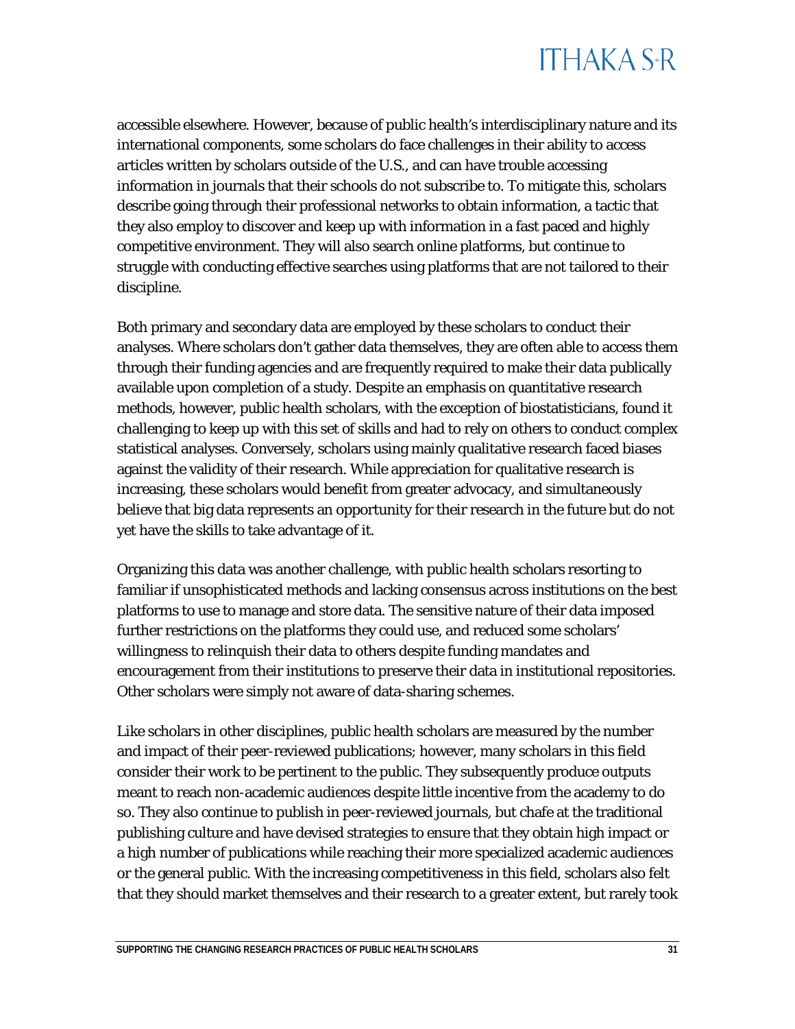accessible elsewhere. However, because of public health's interdisciplinary nature and its international components, some scholars do face challenges in their ability to access articles written by scholars outside of the U.S., and can have trouble accessing information in journals that their schools do not subscribe to. To mitigate this, scholars describe going through their professional networks to obtain information, a tactic that they also employ to discover and keep up with information in a fast paced and highly competitive environment. They will also search online platforms, but continue to struggle with conducting effective searches using platforms that are not tailored to their discipline.

Both primary and secondary data are employed by these scholars to conduct their analyses. Where scholars don't gather data themselves, they are often able to access them through their funding agencies and are frequently required to make their data publically available upon completion of a study. Despite an emphasis on quantitative research methods, however, public health scholars, with the exception of biostatisticians, found it challenging to keep up with this set of skills and had to rely on others to conduct complex statistical analyses. Conversely, scholars using mainly qualitative research faced biases against the validity of their research. While appreciation for qualitative research is increasing, these scholars would benefit from greater advocacy, and simultaneously believe that big data represents an opportunity for their research in the future but do not yet have the skills to take advantage of it.

Organizing this data was another challenge, with public health scholars resorting to familiar if unsophisticated methods and lacking consensus across institutions on the best platforms to use to manage and store data. The sensitive nature of their data imposed further restrictions on the platforms they could use, and reduced some scholars' willingness to relinquish their data to others despite funding mandates and encouragement from their institutions to preserve their data in institutional repositories. Other scholars were simply not aware of data-sharing schemes.

Like scholars in other disciplines, public health scholars are measured by the number and impact of their peer-reviewed publications; however, many scholars in this field consider their work to be pertinent to the public. They subsequently produce outputs meant to reach non-academic audiences despite little incentive from the academy to do so. They also continue to publish in peer-reviewed journals, but chafe at the traditional publishing culture and have devised strategies to ensure that they obtain high impact or a high number of publications while reaching their more specialized academic audiences or the general public. With the increasing competitiveness in this field, scholars also felt that they should market themselves and their research to a greater extent, but rarely took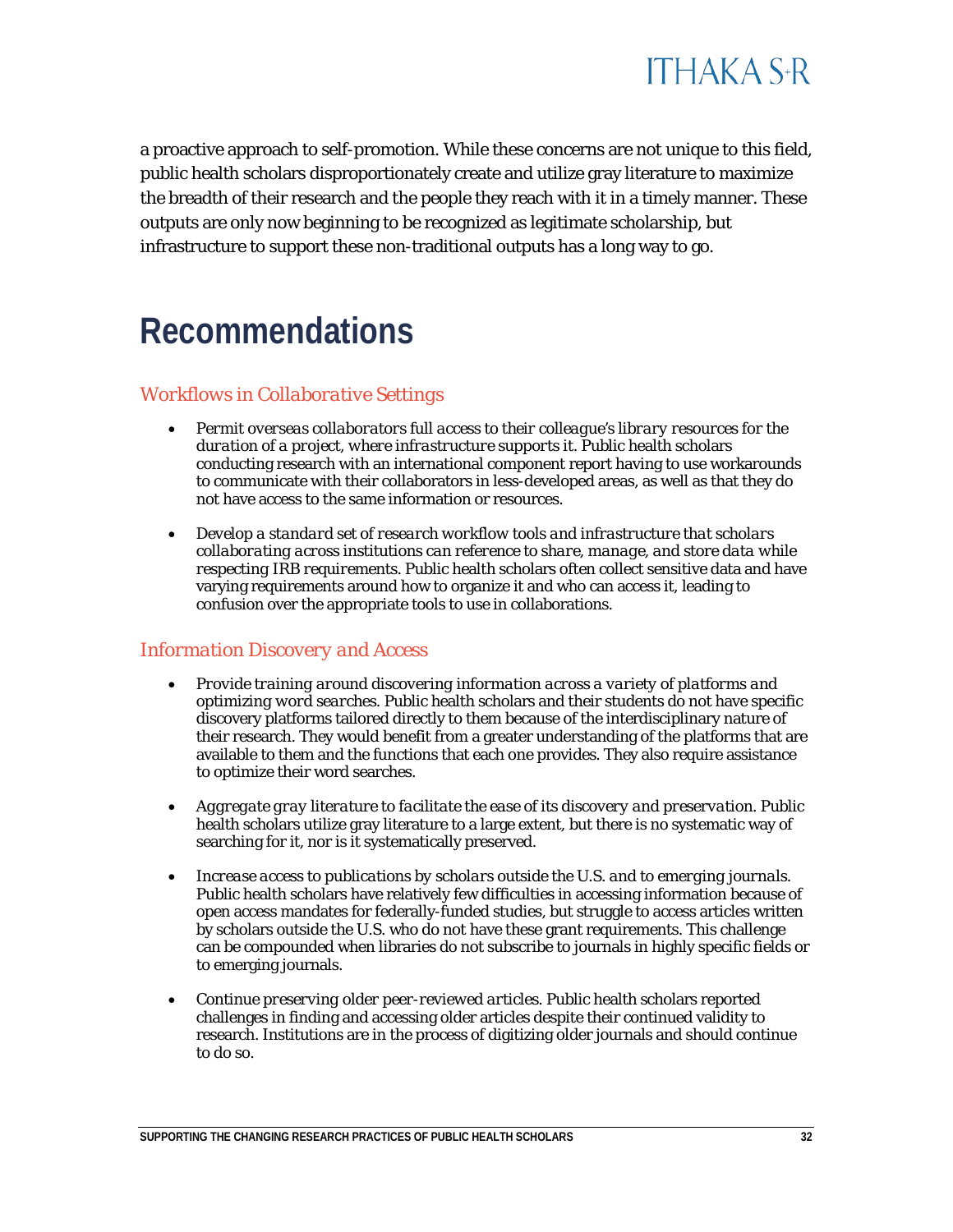a proactive approach to self-promotion. While these concerns are not unique to this field, public health scholars disproportionately create and utilize gray literature to maximize the breadth of their research and the people they reach with it in a timely manner. These outputs are only now beginning to be recognized as legitimate scholarship, but infrastructure to support these non-traditional outputs has a long way to go.

# Recommendations

### *Workflows in Collaborative Settings*

- *Permit overseas collaborators full access to their colleague's library resources for the duration of a project, where infrastructure supports it.* Public health scholars conducting research with an international component report having to use workarounds to communicate with their collaborators in less-developed areas, as well as that they do not have access to the same information or resources.

- *Develop a standard set of research workflow tools and infrastructure that scholars collaborating across institutions can reference to share, manage, and store data while respecting IRB requirements.* Public health scholars often collect sensitive data and have varying requirements around how to organize it and who can access it, leading to confusion over the appropriate tools to use in collaborations.

### *Information Discovery and Access*

- *Provide training around discovering information across a variety of platforms and optimizing word searches.* Public health scholars and their students do not have specific discovery platforms tailored directly to them because of the interdisciplinary nature of their research. They would benefit from a greater understanding of the platforms that are available to them and the functions that each one provides. They also require assistance to optimize their word searches.

- *Aggregate gray literature to facilitate the ease of its discovery and preservation.* Public health scholars utilize gray literature to a large extent, but there is no systematic way of searching for it, nor is it systematically preserved.

- *Increase access to publications by scholars outside the U.S. and to emerging journals.* Public health scholars have relatively few difficulties in accessing information because of open access mandates for federally-funded studies, but struggle to access articles written by scholars outside the U.S. who do not have these grant requirements. This challenge can be compounded when libraries do not subscribe to journals in highly specific fields or to emerging journals.

- *Continue preserving older peer-reviewed articles.* Public health scholars reported challenges in finding and accessing older articles despite their continued validity to research. Institutions are in the process of digitizing older journals and should continue to do so.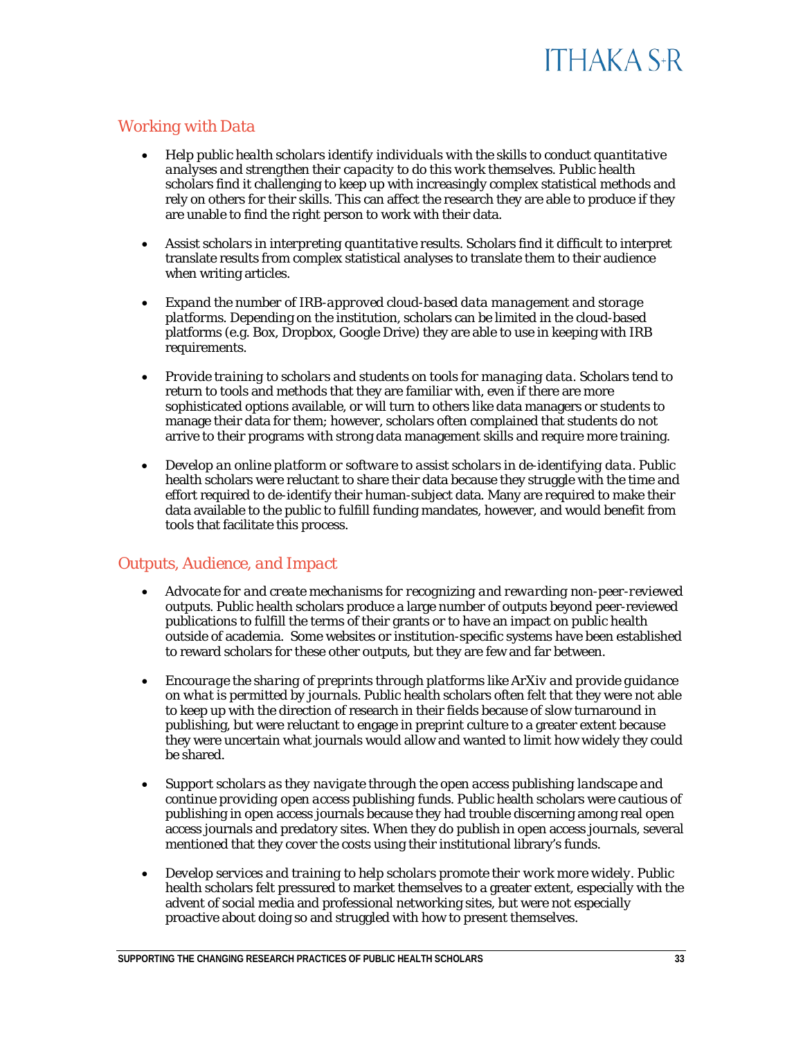## Working with Data

- *Help public health scholars identify individuals with the skills to conduct quantitative analyses and strengthen their capacity to do this work themselves.* Public health scholars find it challenging to keep up with increasingly complex statistical methods and rely on others for their skills. This can affect the research they are able to produce if they are unable to find the right person to work with their data.

- *Assist scholars in interpreting quantitative results.* Scholars find it difficult to interpret translate results from complex statistical analyses to translate them to their audience when writing articles.

- *Expand the number of IRB-approved cloud-based data management and storage platforms.* Depending on the institution, scholars can be limited in the cloud-based platforms (e.g. Box, Dropbox, Google Drive) they are able to use in keeping with IRB requirements.

- *Provide training to scholars and students on tools for managing data.* Scholars tend to return to tools and methods that they are familiar with, even if there are more sophisticated options available, or will turn to others like data managers or students to manage their data for them; however, scholars often complained that students do not arrive to their programs with strong data management skills and require more training.

- *Develop an online platform or software to assist scholars in de-identifying data.* Public health scholars were reluctant to share their data because they struggle with the time and effort required to de-identify their human-subject data. Many are required to make their data available to the public to fulfill funding mandates, however, and would benefit from tools that facilitate this process.

## Outputs, Audience, and Impact

- *Advocate for and create mechanisms for recognizing and rewarding non-peer-reviewed outputs.* Public health scholars produce a large number of outputs beyond peer-reviewed publications to fulfill the terms of their grants or to have an impact on public health outside of academia. Some websites or institution-specific systems have been established to reward scholars for these other outputs, but they are few and far between.

- *Encourage the sharing of preprints through platforms like ArXiv and provide guidance on what is permitted by journals.* Public health scholars often felt that they were not able to keep up with the direction of research in their fields because of slow turnaround in publishing, but were reluctant to engage in preprint culture to a greater extent because they were uncertain what journals would allow and wanted to limit how widely they could be shared.

- *Support scholars as they navigate through the open access publishing landscape and continue providing open access publishing funds.* Public health scholars were cautious of publishing in open access journals because they had trouble discerning among real open access journals and predatory sites. When they do publish in open access journals, several mentioned that they cover the costs using their institutional library's funds.

- *Develop services and training to help scholars promote their work more widely.* Public health scholars felt pressured to market themselves to a greater extent, especially with the advent of social media and professional networking sites, but were not especially proactive about doing so and struggled with how to present themselves.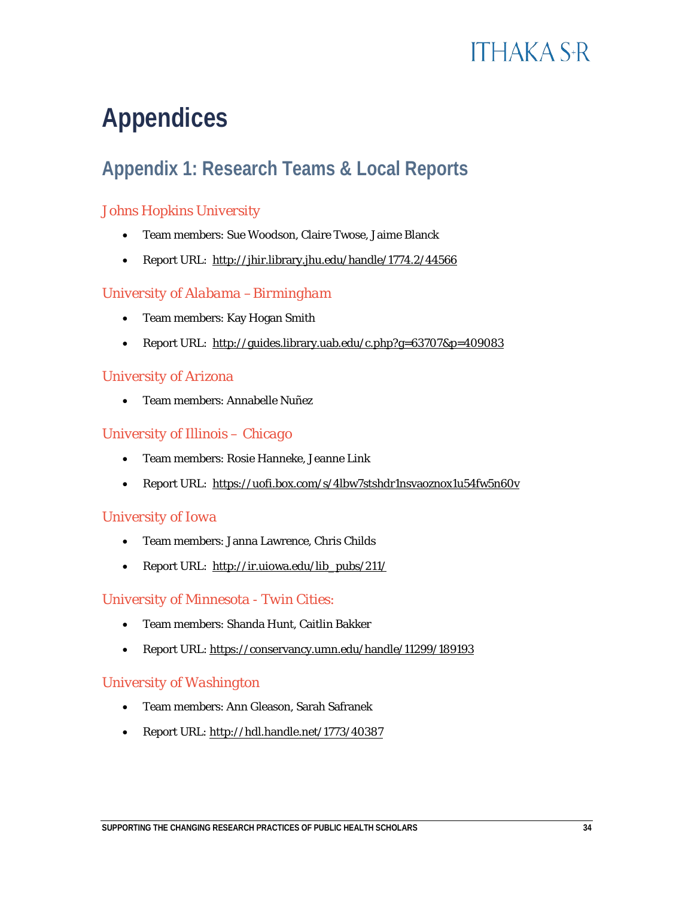# Appendices

## Appendix 1: Research Teams & Local Reports

### Johns Hopkins University

- Team members: Sue Woodson, Claire Twose, Jaime Blanck
- Report URL: http://jhir.library.jhu.edu/handle/1774.2/44566

### University of Alabama – Birmingham

- Team members: Kay Hogan Smith
- Report URL: http://guides.library.uab.edu/c.php?g=63707&p=409083

### University of Arizona

- Team members: Annabelle Nuñez

### University of Illinois – Chicago

- Team members: Rosie Hanneke, Jeanne Link
- Report URL: https://uofi.box.com/s/4lbw7stshdr1nsvaoznox1u54fw5n60v

### University of Iowa

- Team members: Janna Lawrence, Chris Childs
- Report URL: http://ir.uiowa.edu/lib_pubs/211/

### University of Minnesota - Twin Cities:

- Team members: Shanda Hunt, Caitlin Bakker
- Report URL: https://conservancy.umn.edu/handle/11299/189193

### University of Washington

- Team members: Ann Gleason, Sarah Safranek
- Report URL: http://hdl.handle.net/1773/40387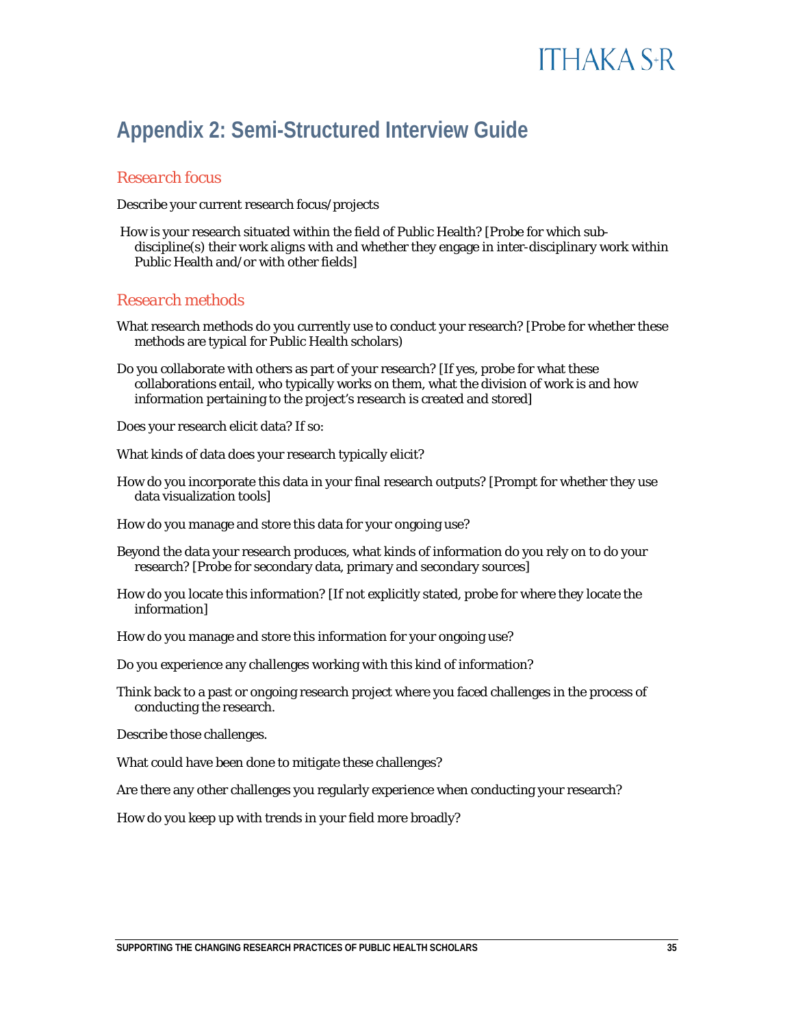# Appendix 2: Semi-Structured Interview Guide

## *Research focus*

Describe your current research focus/projects

How is your research situated within the field of Public Health? [Probe for which sub-discipline(s) their work aligns with and whether they engage in inter-disciplinary work within Public Health and/or with other fields]

## *Research methods*

What research methods do you currently use to conduct your research? [Probe for whether these methods are typical for Public Health scholars)

Do you collaborate with others as part of your research? [If yes, probe for what these collaborations entail, who typically works on them, what the division of work is and how information pertaining to the project's research is created and stored]

Does your research elicit data? If so:

What kinds of data does your research typically elicit?

How do you incorporate this data in your final research outputs? [Prompt for whether they use data visualization tools]

How do you manage and store this data for your ongoing use?

Beyond the data your research produces, what kinds of information do you rely on to do your research? [Probe for secondary data, primary and secondary sources]

How do you locate this information? [If not explicitly stated, probe for where they locate the information]

How do you manage and store this information for your ongoing use?

Do you experience any challenges working with this kind of information?

Think back to a past or ongoing research project where you faced challenges in the process of conducting the research.

Describe those challenges.

What could have been done to mitigate these challenges?

Are there any other challenges you regularly experience when conducting your research?

How do you keep up with trends in your field more broadly?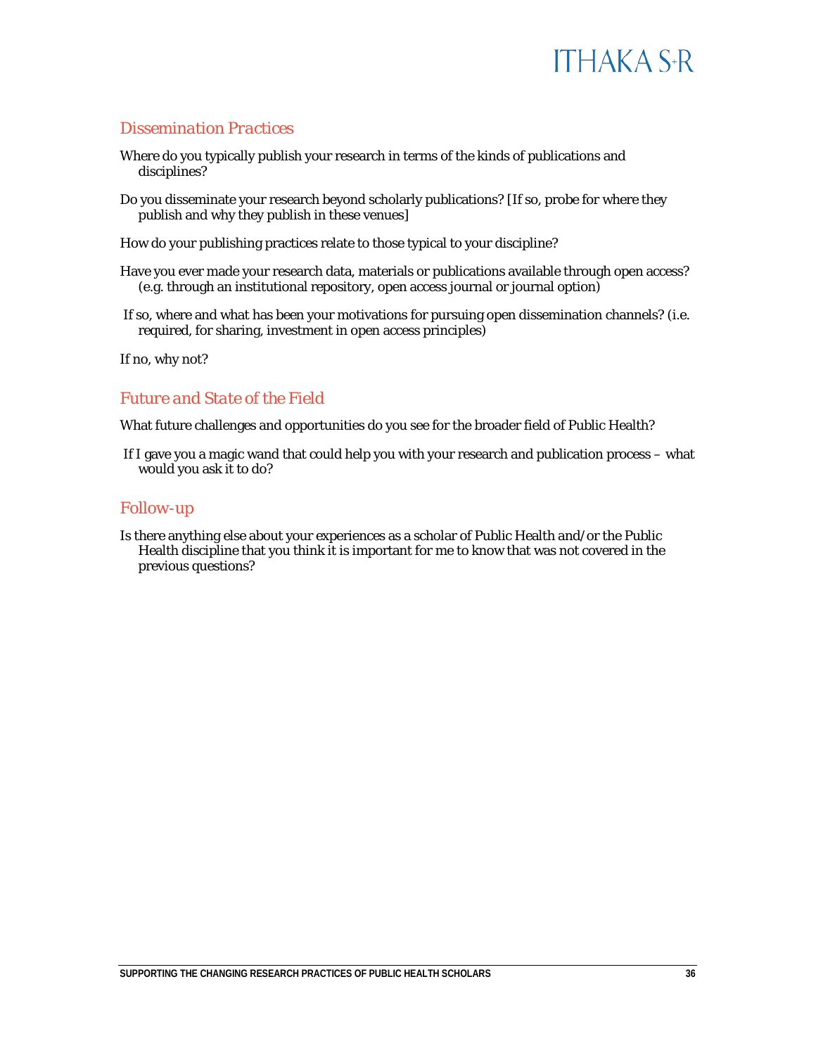## Dissemination Practices

Where do you typically publish your research in terms of the kinds of publications and disciplines?

Do you disseminate your research beyond scholarly publications? [If so, probe for where they publish and why they publish in these venues]

How do your publishing practices relate to those typical to your discipline?

Have you ever made your research data, materials or publications available through open access? (e.g. through an institutional repository, open access journal or journal option)

If so, where and what has been your motivations for pursuing open dissemination channels? (i.e. required, for sharing, investment in open access principles)

If no, why not?

## Future and State of the Field

What future challenges and opportunities do you see for the broader field of Public Health?

If I gave you a magic wand that could help you with your research and publication process – what would you ask it to do?

## Follow-up

Is there anything else about your experiences as a scholar of Public Health and/or the Public Health discipline that you think it is important for me to know that was not covered in the previous questions?